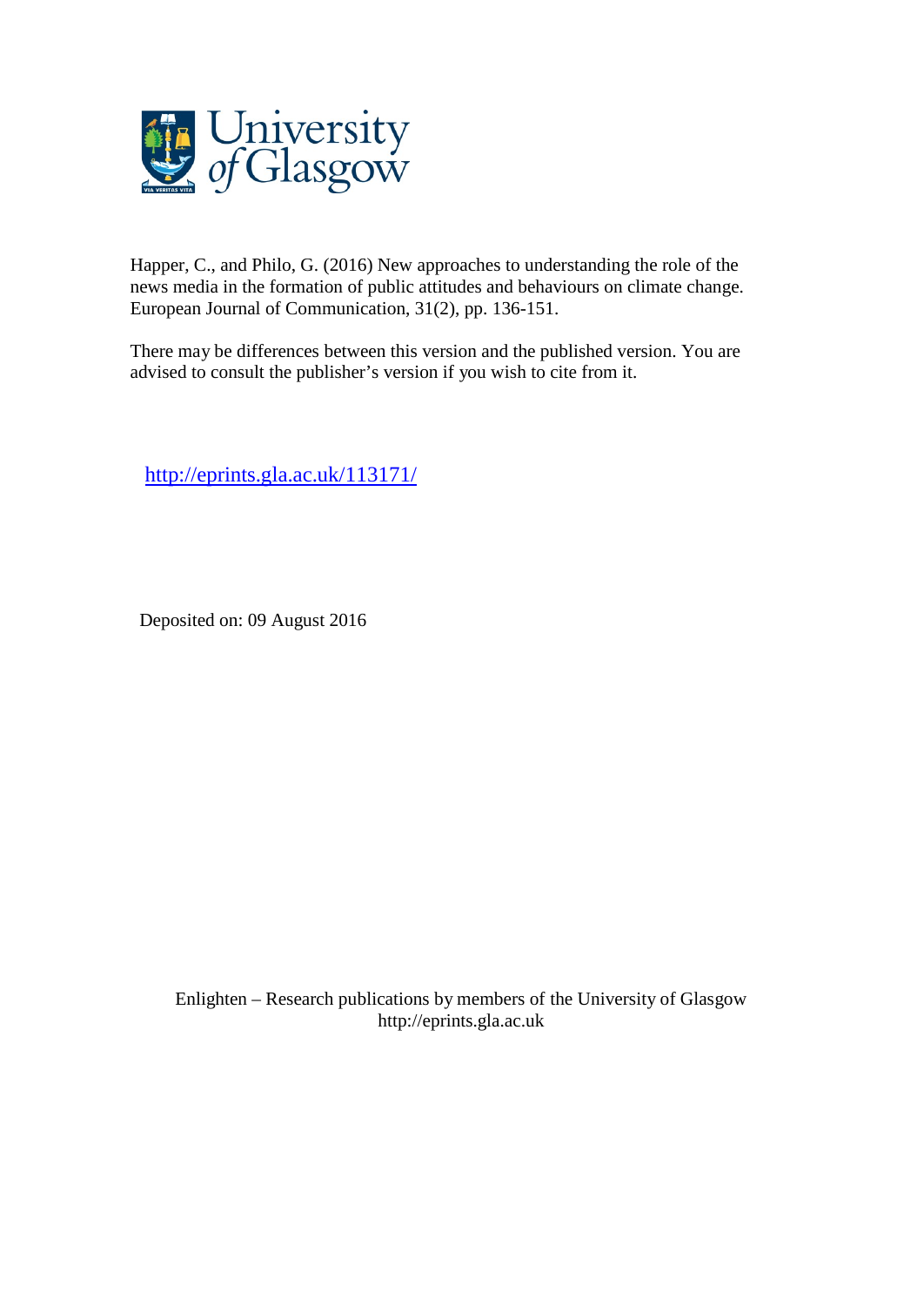University of Glasgow

Happer, C., and Philo, G. (2016) New approaches to understanding the role of the news media in the formation of public attitudes and behaviours on climate change. European Journal of Communication, 31(2), pp. 136-151.

There may be differences between this version and the published version. You are advised to consult the publisher's version if you wish to cite from it.

http://eprints.gla.ac.uk/113171/

Deposited on: 09 August 2016

Enlighten – Research publications by members of the University of Glasgow
http://eprints.gla.ac.uk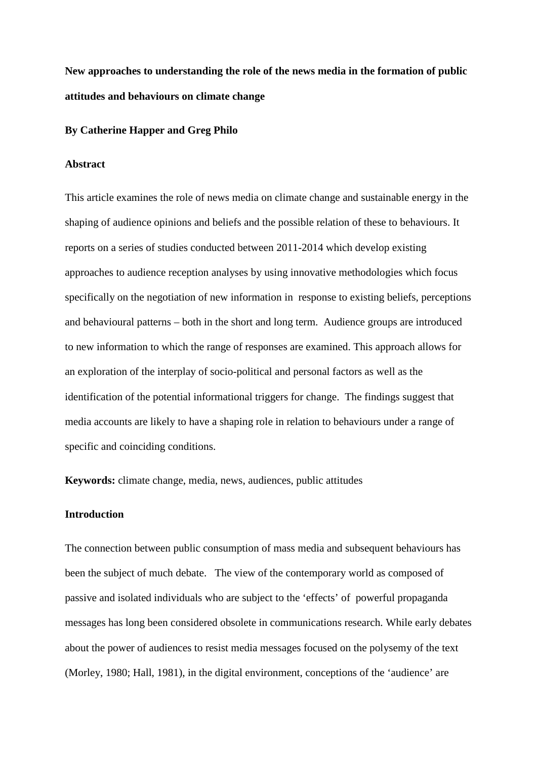**New approaches to understanding the role of the news media in the formation of public attitudes and behaviours on climate change**

**By Catherine Happer and Greg Philo**

**Abstract**

This article examines the role of news media on climate change and sustainable energy in the shaping of audience opinions and beliefs and the possible relation of these to behaviours. It reports on a series of studies conducted between 2011-2014 which develop existing approaches to audience reception analyses by using innovative methodologies which focus specifically on the negotiation of new information in response to existing beliefs, perceptions and behavioural patterns – both in the short and long term. Audience groups are introduced to new information to which the range of responses are examined. This approach allows for an exploration of the interplay of socio-political and personal factors as well as the identification of the potential informational triggers for change. The findings suggest that media accounts are likely to have a shaping role in relation to behaviours under a range of specific and coinciding conditions.

**Keywords:** climate change, media, news, audiences, public attitudes

**Introduction**

The connection between public consumption of mass media and subsequent behaviours has been the subject of much debate. The view of the contemporary world as composed of passive and isolated individuals who are subject to the 'effects' of powerful propaganda messages has long been considered obsolete in communications research. While early debates about the power of audiences to resist media messages focused on the polysemy of the text (Morley, 1980; Hall, 1981), in the digital environment, conceptions of the 'audience' are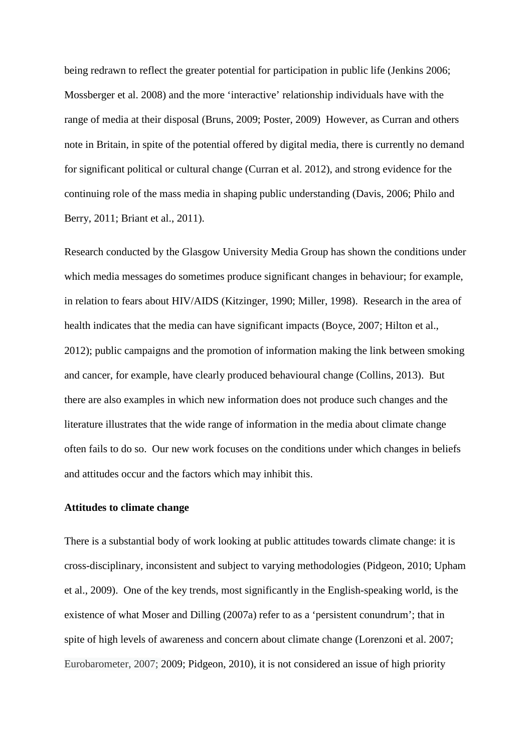being redrawn to reflect the greater potential for participation in public life (Jenkins 2006; Mossberger et al. 2008) and the more 'interactive' relationship individuals have with the range of media at their disposal (Bruns, 2009; Poster, 2009) However, as Curran and others note in Britain, in spite of the potential offered by digital media, there is currently no demand for significant political or cultural change (Curran et al. 2012), and strong evidence for the continuing role of the mass media in shaping public understanding (Davis, 2006; Philo and Berry, 2011; Briant et al., 2011).

Research conducted by the Glasgow University Media Group has shown the conditions under which media messages do sometimes produce significant changes in behaviour; for example, in relation to fears about HIV/AIDS (Kitzinger, 1990; Miller, 1998). Research in the area of health indicates that the media can have significant impacts (Boyce, 2007; Hilton et al., 2012); public campaigns and the promotion of information making the link between smoking and cancer, for example, have clearly produced behavioural change (Collins, 2013). But there are also examples in which new information does not produce such changes and the literature illustrates that the wide range of information in the media about climate change often fails to do so. Our new work focuses on the conditions under which changes in beliefs and attitudes occur and the factors which may inhibit this.

**Attitudes to climate change**

There is a substantial body of work looking at public attitudes towards climate change: it is cross-disciplinary, inconsistent and subject to varying methodologies (Pidgeon, 2010; Upham et al., 2009). One of the key trends, most significantly in the English-speaking world, is the existence of what Moser and Dilling (2007a) refer to as a 'persistent conundrum'; that in spite of high levels of awareness and concern about climate change (Lorenzoni et al. 2007; Eurobarometer, 2007; 2009; Pidgeon, 2010), it is not considered an issue of high priority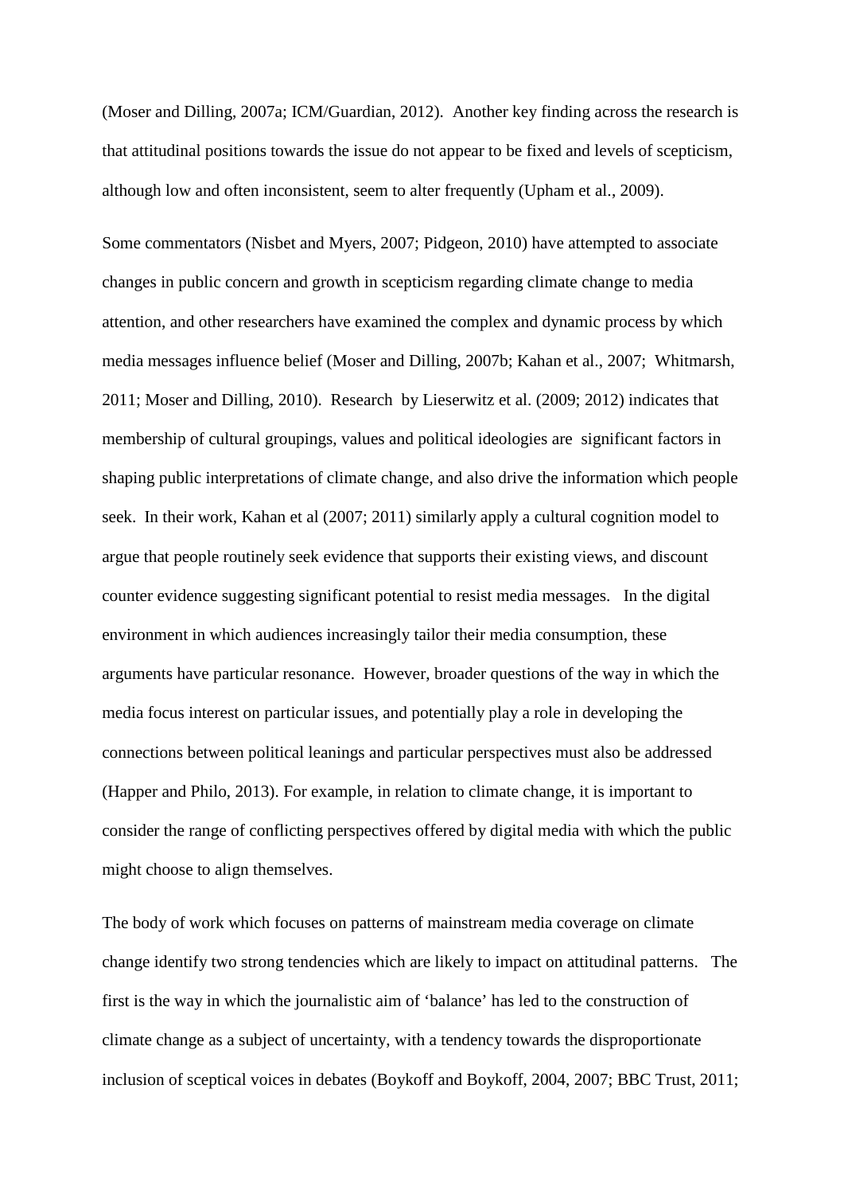(Moser and Dilling, 2007a; ICM/Guardian, 2012). Another key finding across the research is that attitudinal positions towards the issue do not appear to be fixed and levels of scepticism, although low and often inconsistent, seem to alter frequently (Upham et al., 2009).

Some commentators (Nisbet and Myers, 2007; Pidgeon, 2010) have attempted to associate changes in public concern and growth in scepticism regarding climate change to media attention, and other researchers have examined the complex and dynamic process by which media messages influence belief (Moser and Dilling, 2007b; Kahan et al., 2007; Whitmarsh, 2011; Moser and Dilling, 2010). Research by Lieserwitz et al. (2009; 2012) indicates that membership of cultural groupings, values and political ideologies are significant factors in shaping public interpretations of climate change, and also drive the information which people seek. In their work, Kahan et al (2007; 2011) similarly apply a cultural cognition model to argue that people routinely seek evidence that supports their existing views, and discount counter evidence suggesting significant potential to resist media messages. In the digital environment in which audiences increasingly tailor their media consumption, these arguments have particular resonance. However, broader questions of the way in which the media focus interest on particular issues, and potentially play a role in developing the connections between political leanings and particular perspectives must also be addressed (Happer and Philo, 2013). For example, in relation to climate change, it is important to consider the range of conflicting perspectives offered by digital media with which the public might choose to align themselves.

The body of work which focuses on patterns of mainstream media coverage on climate change identify two strong tendencies which are likely to impact on attitudinal patterns. The first is the way in which the journalistic aim of 'balance' has led to the construction of climate change as a subject of uncertainty, with a tendency towards the disproportionate inclusion of sceptical voices in debates (Boykoff and Boykoff, 2004, 2007; BBC Trust, 2011;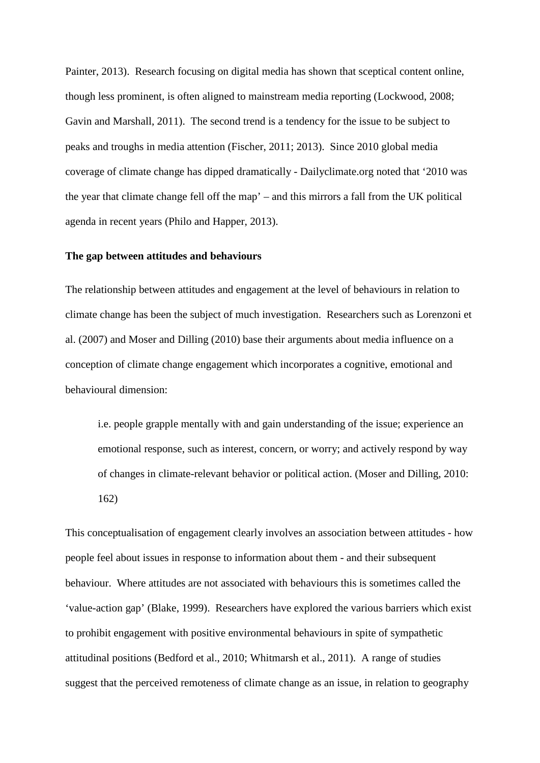Painter, 2013). Research focusing on digital media has shown that sceptical content online, though less prominent, is often aligned to mainstream media reporting (Lockwood, 2008; Gavin and Marshall, 2011). The second trend is a tendency for the issue to be subject to peaks and troughs in media attention (Fischer, 2011; 2013). Since 2010 global media coverage of climate change has dipped dramatically - Dailyclimate.org noted that '2010 was the year that climate change fell off the map' – and this mirrors a fall from the UK political agenda in recent years (Philo and Happer, 2013).

**The gap between attitudes and behaviours**

The relationship between attitudes and engagement at the level of behaviours in relation to climate change has been the subject of much investigation. Researchers such as Lorenzoni et al. (2007) and Moser and Dilling (2010) base their arguments about media influence on a conception of climate change engagement which incorporates a cognitive, emotional and behavioural dimension:

> i.e. people grapple mentally with and gain understanding of the issue; experience an emotional response, such as interest, concern, or worry; and actively respond by way of changes in climate-relevant behavior or political action. (Moser and Dilling, 2010: 162)

This conceptualisation of engagement clearly involves an association between attitudes - how people feel about issues in response to information about them - and their subsequent behaviour. Where attitudes are not associated with behaviours this is sometimes called the 'value-action gap' (Blake, 1999). Researchers have explored the various barriers which exist to prohibit engagement with positive environmental behaviours in spite of sympathetic attitudinal positions (Bedford et al., 2010; Whitmarsh et al., 2011). A range of studies suggest that the perceived remoteness of climate change as an issue, in relation to geography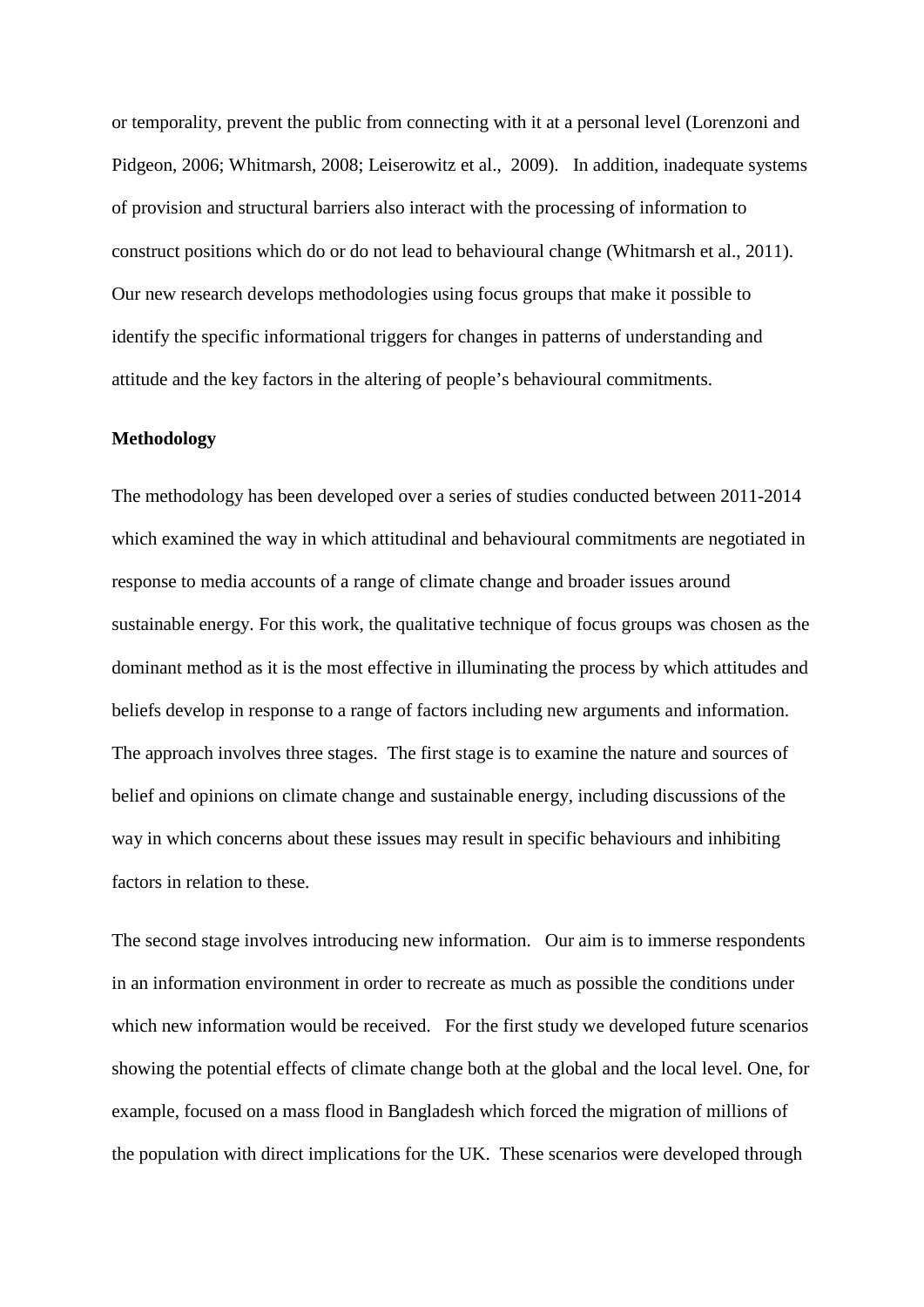or temporality, prevent the public from connecting with it at a personal level (Lorenzoni and Pidgeon, 2006; Whitmarsh, 2008; Leiserowitz et al., 2009). In addition, inadequate systems of provision and structural barriers also interact with the processing of information to construct positions which do or do not lead to behavioural change (Whitmarsh et al., 2011). Our new research develops methodologies using focus groups that make it possible to identify the specific informational triggers for changes in patterns of understanding and attitude and the key factors in the altering of people's behavioural commitments.

**Methodology**

The methodology has been developed over a series of studies conducted between 2011-2014 which examined the way in which attitudinal and behavioural commitments are negotiated in response to media accounts of a range of climate change and broader issues around sustainable energy. For this work, the qualitative technique of focus groups was chosen as the dominant method as it is the most effective in illuminating the process by which attitudes and beliefs develop in response to a range of factors including new arguments and information. The approach involves three stages. The first stage is to examine the nature and sources of belief and opinions on climate change and sustainable energy, including discussions of the way in which concerns about these issues may result in specific behaviours and inhibiting factors in relation to these.

The second stage involves introducing new information. Our aim is to immerse respondents in an information environment in order to recreate as much as possible the conditions under which new information would be received. For the first study we developed future scenarios showing the potential effects of climate change both at the global and the local level. One, for example, focused on a mass flood in Bangladesh which forced the migration of millions of the population with direct implications for the UK. These scenarios were developed through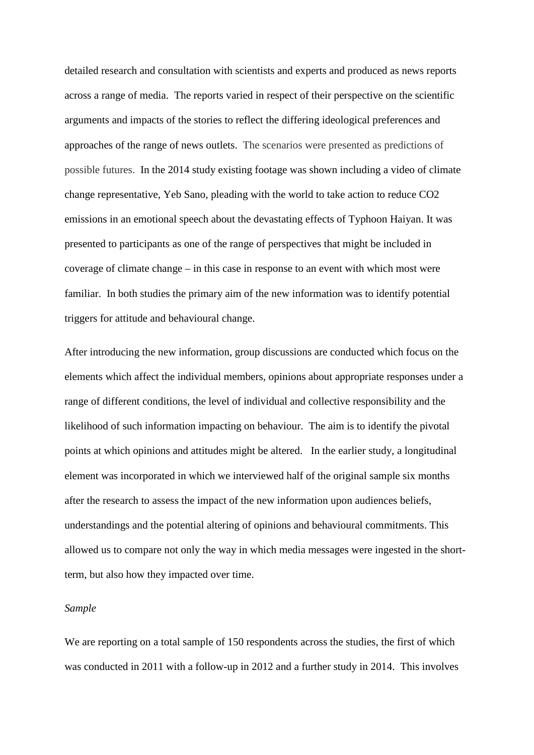detailed research and consultation with scientists and experts and produced as news reports across a range of media. The reports varied in respect of their perspective on the scientific arguments and impacts of the stories to reflect the differing ideological preferences and approaches of the range of news outlets. The scenarios were presented as predictions of possible futures. In the 2014 study existing footage was shown including a video of climate change representative, Yeb Sano, pleading with the world to take action to reduce $CO_2$ emissions in an emotional speech about the devastating effects of Typhoon Haiyan. It was presented to participants as one of the range of perspectives that might be included in coverage of climate change – in this case in response to an event with which most were familiar. In both studies the primary aim of the new information was to identify potential triggers for attitude and behavioural change.

After introducing the new information, group discussions are conducted which focus on the elements which affect the individual members, opinions about appropriate responses under a range of different conditions, the level of individual and collective responsibility and the likelihood of such information impacting on behaviour. The aim is to identify the pivotal points at which opinions and attitudes might be altered. In the earlier study, a longitudinal element was incorporated in which we interviewed half of the original sample six months after the research to assess the impact of the new information upon audiences beliefs, understandings and the potential altering of opinions and behavioural commitments. This allowed us to compare not only the way in which media messages were ingested in the short-term, but also how they impacted over time.

*Sample*

We are reporting on a total sample of 150 respondents across the studies, the first of which was conducted in 2011 with a follow-up in 2012 and a further study in 2014. This involves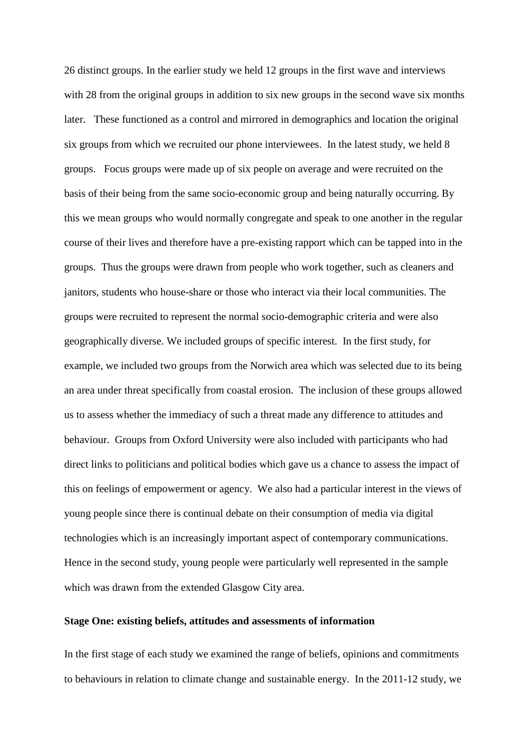26 distinct groups. In the earlier study we held 12 groups in the first wave and interviews with 28 from the original groups in addition to six new groups in the second wave six months later. These functioned as a control and mirrored in demographics and location the original six groups from which we recruited our phone interviewees. In the latest study, we held 8 groups. Focus groups were made up of six people on average and were recruited on the basis of their being from the same socio-economic group and being naturally occurring. By this we mean groups who would normally congregate and speak to one another in the regular course of their lives and therefore have a pre-existing rapport which can be tapped into in the groups. Thus the groups were drawn from people who work together, such as cleaners and janitors, students who house-share or those who interact via their local communities. The groups were recruited to represent the normal socio-demographic criteria and were also geographically diverse. We included groups of specific interest. In the first study, for example, we included two groups from the Norwich area which was selected due to its being an area under threat specifically from coastal erosion. The inclusion of these groups allowed us to assess whether the immediacy of such a threat made any difference to attitudes and behaviour. Groups from Oxford University were also included with participants who had direct links to politicians and political bodies which gave us a chance to assess the impact of this on feelings of empowerment or agency. We also had a particular interest in the views of young people since there is continual debate on their consumption of media via digital technologies which is an increasingly important aspect of contemporary communications. Hence in the second study, young people were particularly well represented in the sample which was drawn from the extended Glasgow City area.

**Stage One: existing beliefs, attitudes and assessments of information**

In the first stage of each study we examined the range of beliefs, opinions and commitments to behaviours in relation to climate change and sustainable energy. In the 2011-12 study, we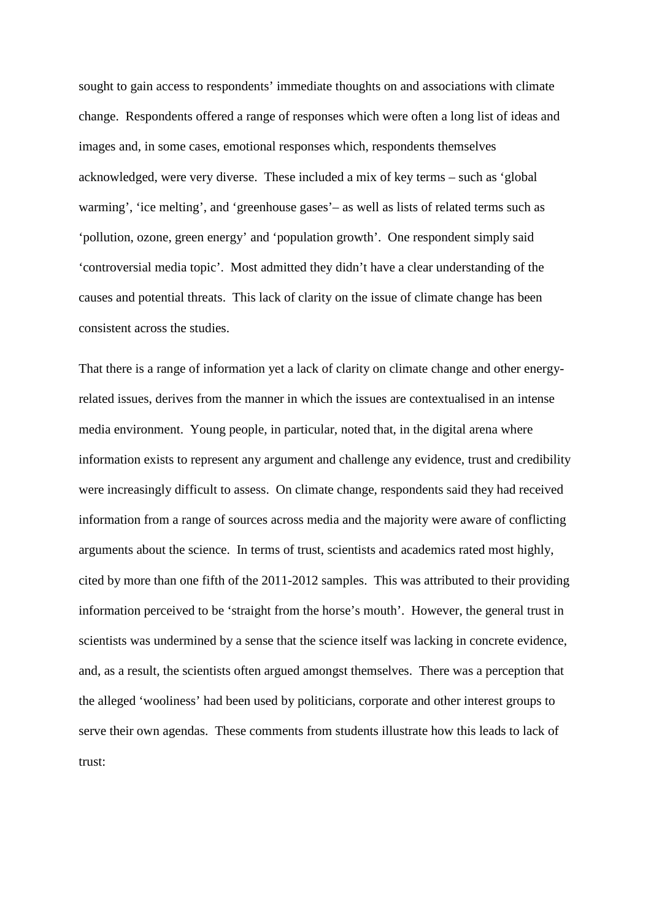sought to gain access to respondents' immediate thoughts on and associations with climate change. Respondents offered a range of responses which were often a long list of ideas and images and, in some cases, emotional responses which, respondents themselves acknowledged, were very diverse. These included a mix of key terms – such as 'global warming', 'ice melting', and 'greenhouse gases'– as well as lists of related terms such as 'pollution, ozone, green energy' and 'population growth'. One respondent simply said 'controversial media topic'. Most admitted they didn't have a clear understanding of the causes and potential threats. This lack of clarity on the issue of climate change has been consistent across the studies.

That there is a range of information yet a lack of clarity on climate change and other energy-related issues, derives from the manner in which the issues are contextualised in an intense media environment. Young people, in particular, noted that, in the digital arena where information exists to represent any argument and challenge any evidence, trust and credibility were increasingly difficult to assess. On climate change, respondents said they had received information from a range of sources across media and the majority were aware of conflicting arguments about the science. In terms of trust, scientists and academics rated most highly, cited by more than one fifth of the 2011-2012 samples. This was attributed to their providing information perceived to be 'straight from the horse's mouth'. However, the general trust in scientists was undermined by a sense that the science itself was lacking in concrete evidence, and, as a result, the scientists often argued amongst themselves. There was a perception that the alleged 'wooliness' had been used by politicians, corporate and other interest groups to serve their own agendas. These comments from students illustrate how this leads to lack of trust: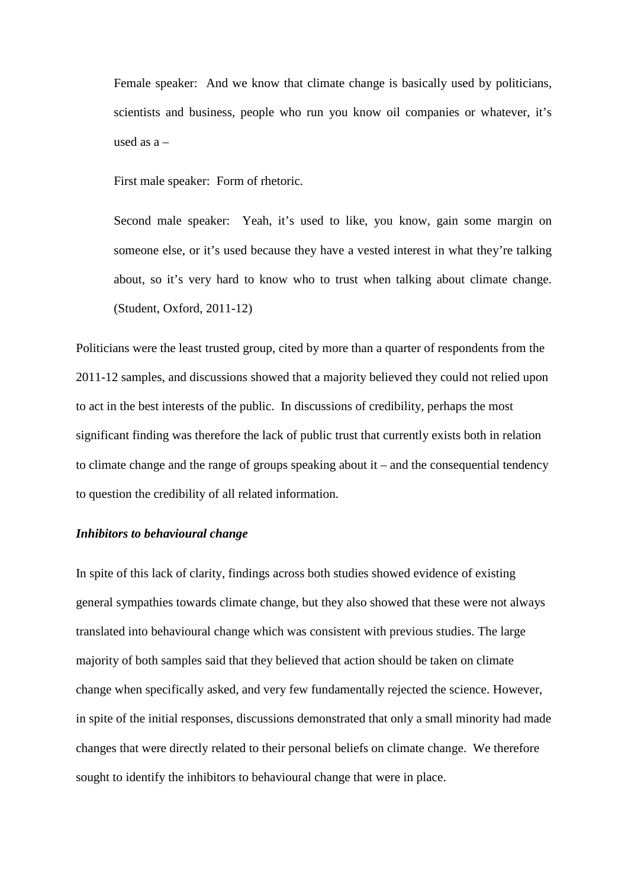> Female speaker: And we know that climate change is basically used by politicians, scientists and business, people who run you know oil companies or whatever, it's used as a –
>
> First male speaker: Form of rhetoric.
>
> Second male speaker: Yeah, it's used to like, you know, gain some margin on someone else, or it's used because they have a vested interest in what they're talking about, so it's very hard to know who to trust when talking about climate change. (Student, Oxford, 2011-12)

Politicians were the least trusted group, cited by more than a quarter of respondents from the 2011-12 samples, and discussions showed that a majority believed they could not relied upon to act in the best interests of the public. In discussions of credibility, perhaps the most significant finding was therefore the lack of public trust that currently exists both in relation to climate change and the range of groups speaking about it – and the consequential tendency to question the credibility of all related information.

***Inhibitors to behavioural change***

In spite of this lack of clarity, findings across both studies showed evidence of existing general sympathies towards climate change, but they also showed that these were not always translated into behavioural change which was consistent with previous studies. The large majority of both samples said that they believed that action should be taken on climate change when specifically asked, and very few fundamentally rejected the science. However, in spite of the initial responses, discussions demonstrated that only a small minority had made changes that were directly related to their personal beliefs on climate change. We therefore sought to identify the inhibitors to behavioural change that were in place.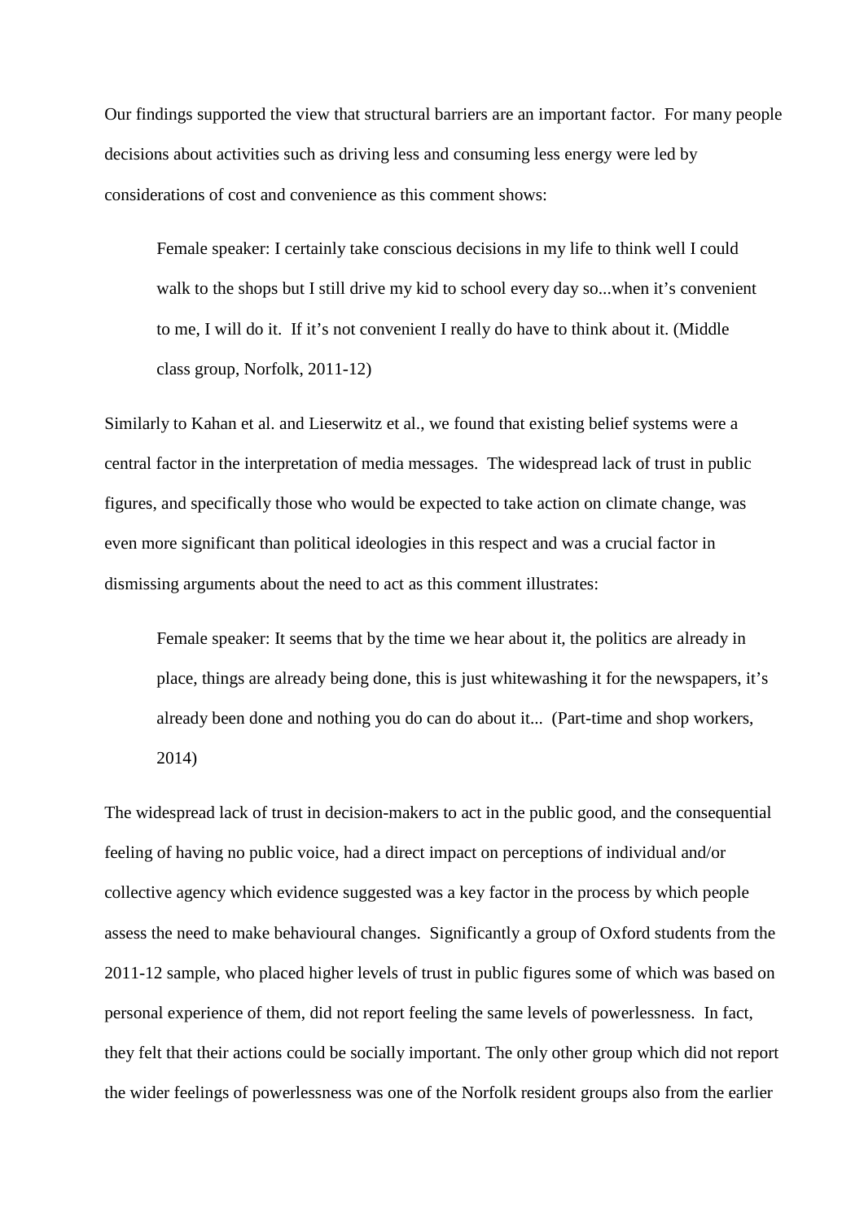Our findings supported the view that structural barriers are an important factor. For many people decisions about activities such as driving less and consuming less energy were led by considerations of cost and convenience as this comment shows:

> Female speaker: I certainly take conscious decisions in my life to think well I could walk to the shops but I still drive my kid to school every day so...when it's convenient to me, I will do it. If it's not convenient I really do have to think about it. (Middle class group, Norfolk, 2011-12)

Similarly to Kahan et al. and Lieserwitz et al., we found that existing belief systems were a central factor in the interpretation of media messages. The widespread lack of trust in public figures, and specifically those who would be expected to take action on climate change, was even more significant than political ideologies in this respect and was a crucial factor in dismissing arguments about the need to act as this comment illustrates:

> Female speaker: It seems that by the time we hear about it, the politics are already in place, things are already being done, this is just whitewashing it for the newspapers, it's already been done and nothing you do can do about it... (Part-time and shop workers, 2014)

The widespread lack of trust in decision-makers to act in the public good, and the consequential feeling of having no public voice, had a direct impact on perceptions of individual and/or collective agency which evidence suggested was a key factor in the process by which people assess the need to make behavioural changes. Significantly a group of Oxford students from the 2011-12 sample, who placed higher levels of trust in public figures some of which was based on personal experience of them, did not report feeling the same levels of powerlessness. In fact, they felt that their actions could be socially important. The only other group which did not report the wider feelings of powerlessness was one of the Norfolk resident groups also from the earlier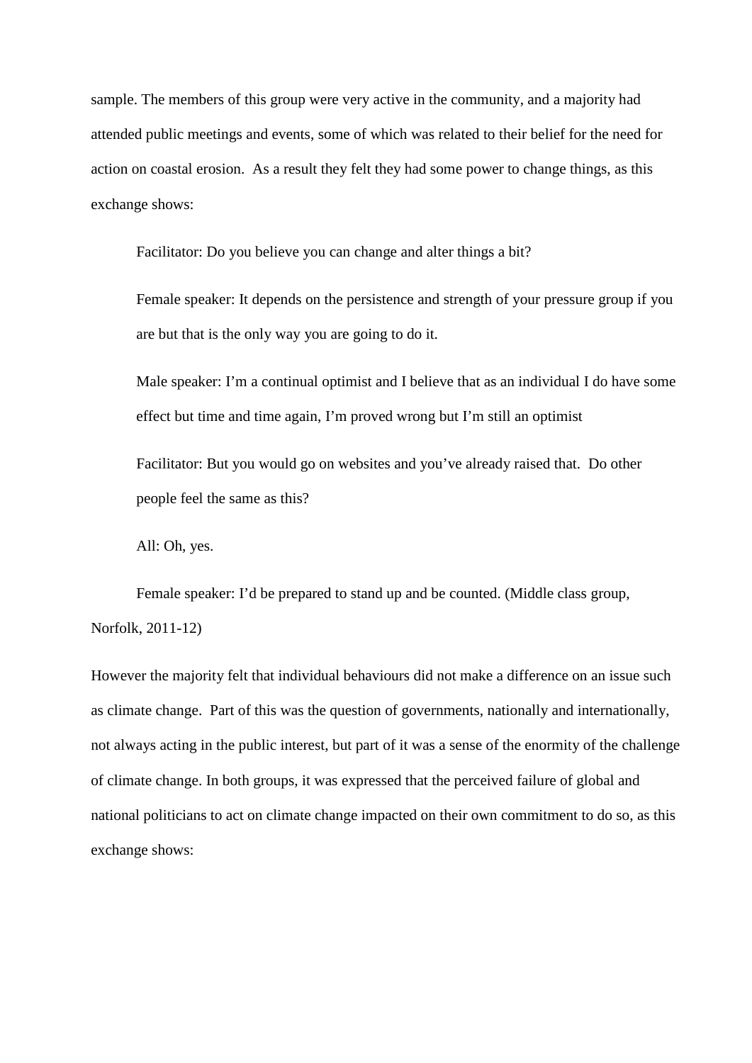sample. The members of this group were very active in the community, and a majority had attended public meetings and events, some of which was related to their belief for the need for action on coastal erosion.  As a result they felt they had some power to change things, as this exchange shows:

> Facilitator: Do you believe you can change and alter things a bit?
>
> Female speaker: It depends on the persistence and strength of your pressure group if you are but that is the only way you are going to do it.
>
> Male speaker: I'm a continual optimist and I believe that as an individual I do have some effect but time and time again, I'm proved wrong but I'm still an optimist
>
> Facilitator: But you would go on websites and you've already raised that.  Do other people feel the same as this?
>
> All: Oh, yes.
>
> Female speaker: I'd be prepared to stand up and be counted. (Middle class group, Norfolk, 2011-12)

However the majority felt that individual behaviours did not make a difference on an issue such as climate change.  Part of this was the question of governments, nationally and internationally, not always acting in the public interest, but part of it was a sense of the enormity of the challenge of climate change. In both groups, it was expressed that the perceived failure of global and national politicians to act on climate change impacted on their own commitment to do so, as this exchange shows: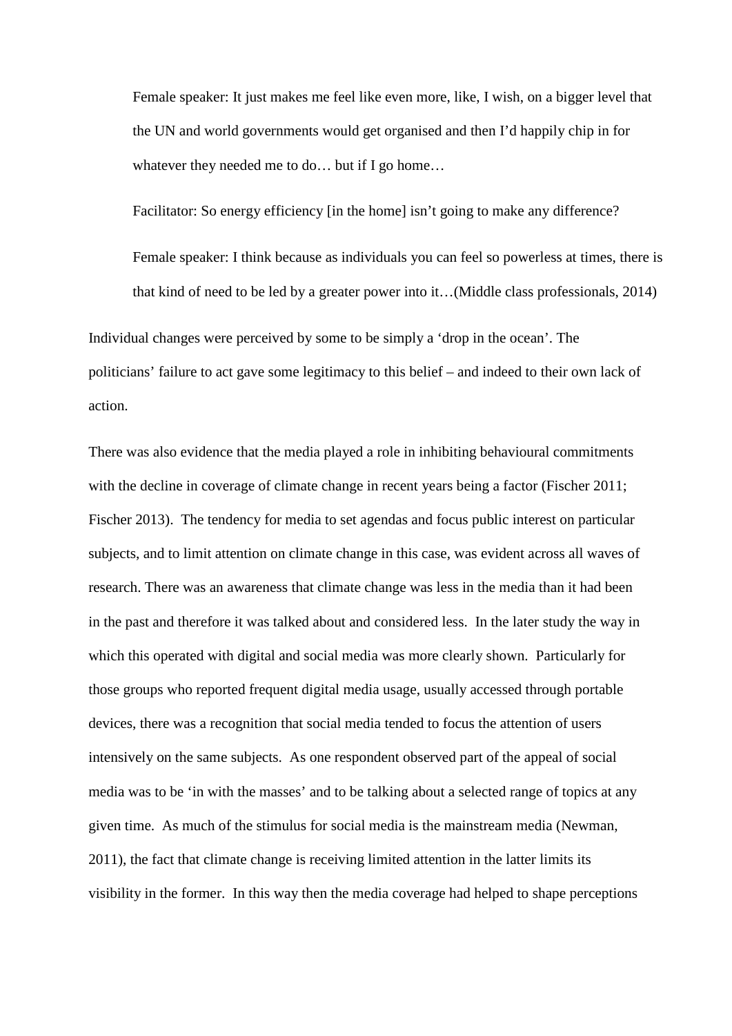> Female speaker: It just makes me feel like even more, like, I wish, on a bigger level that the UN and world governments would get organised and then I'd happily chip in for whatever they needed me to do… but if I go home…
>
> Facilitator: So energy efficiency [in the home] isn't going to make any difference?
>
> Female speaker: I think because as individuals you can feel so powerless at times, there is that kind of need to be led by a greater power into it…(Middle class professionals, 2014)

Individual changes were perceived by some to be simply a 'drop in the ocean'. The politicians' failure to act gave some legitimacy to this belief – and indeed to their own lack of action.

There was also evidence that the media played a role in inhibiting behavioural commitments with the decline in coverage of climate change in recent years being a factor (Fischer 2011; Fischer 2013). The tendency for media to set agendas and focus public interest on particular subjects, and to limit attention on climate change in this case, was evident across all waves of research. There was an awareness that climate change was less in the media than it had been in the past and therefore it was talked about and considered less. In the later study the way in which this operated with digital and social media was more clearly shown. Particularly for those groups who reported frequent digital media usage, usually accessed through portable devices, there was a recognition that social media tended to focus the attention of users intensively on the same subjects. As one respondent observed part of the appeal of social media was to be 'in with the masses' and to be talking about a selected range of topics at any given time. As much of the stimulus for social media is the mainstream media (Newman, 2011), the fact that climate change is receiving limited attention in the latter limits its visibility in the former. In this way then the media coverage had helped to shape perceptions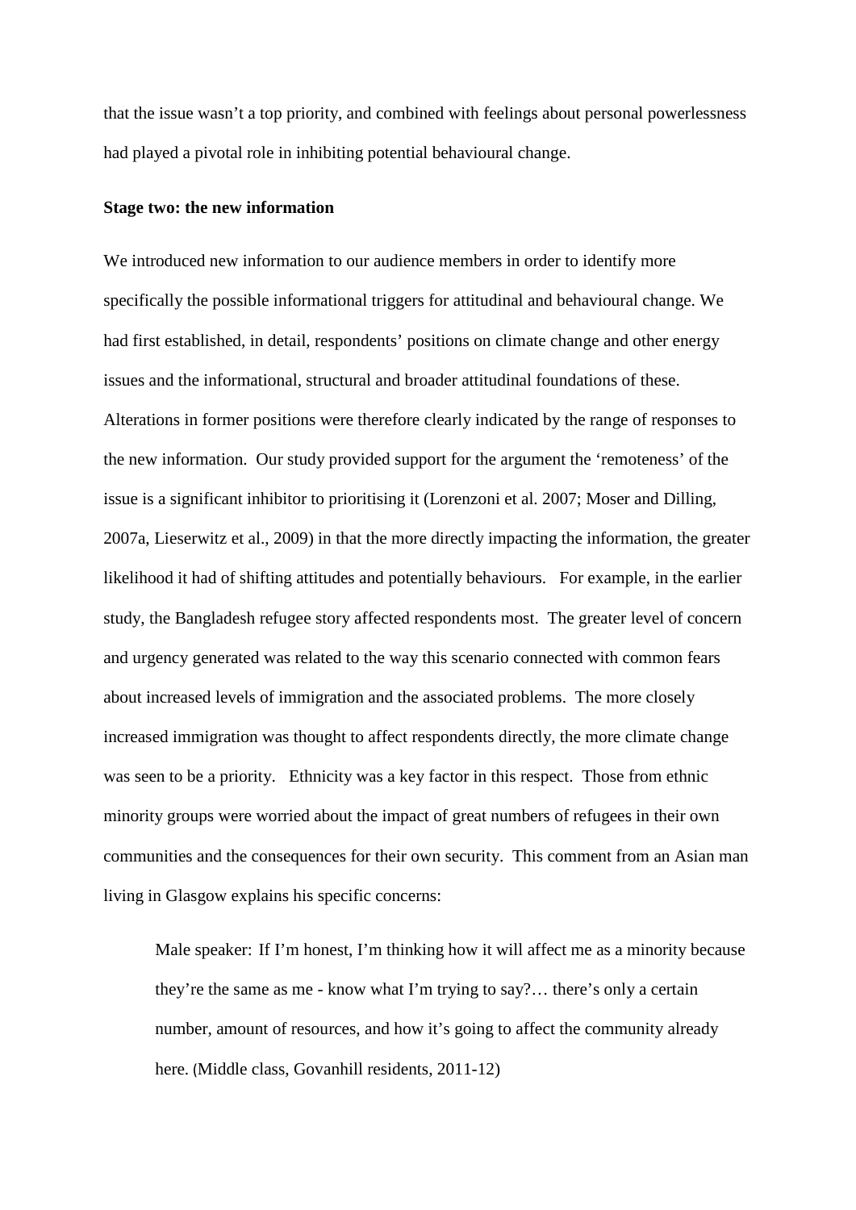that the issue wasn't a top priority, and combined with feelings about personal powerlessness had played a pivotal role in inhibiting potential behavioural change.

**Stage two: the new information**

We introduced new information to our audience members in order to identify more specifically the possible informational triggers for attitudinal and behavioural change. We had first established, in detail, respondents' positions on climate change and other energy issues and the informational, structural and broader attitudinal foundations of these. Alterations in former positions were therefore clearly indicated by the range of responses to the new information. Our study provided support for the argument the 'remoteness' of the issue is a significant inhibitor to prioritising it (Lorenzoni et al. 2007; Moser and Dilling, 2007a, Lieserwitz et al., 2009) in that the more directly impacting the information, the greater likelihood it had of shifting attitudes and potentially behaviours. For example, in the earlier study, the Bangladesh refugee story affected respondents most. The greater level of concern and urgency generated was related to the way this scenario connected with common fears about increased levels of immigration and the associated problems. The more closely increased immigration was thought to affect respondents directly, the more climate change was seen to be a priority. Ethnicity was a key factor in this respect. Those from ethnic minority groups were worried about the impact of great numbers of refugees in their own communities and the consequences for their own security. This comment from an Asian man living in Glasgow explains his specific concerns:

> Male speaker: If I'm honest, I'm thinking how it will affect me as a minority because they're the same as me - know what I'm trying to say?… there's only a certain number, amount of resources, and how it's going to affect the community already here. (Middle class, Govanhill residents, 2011-12)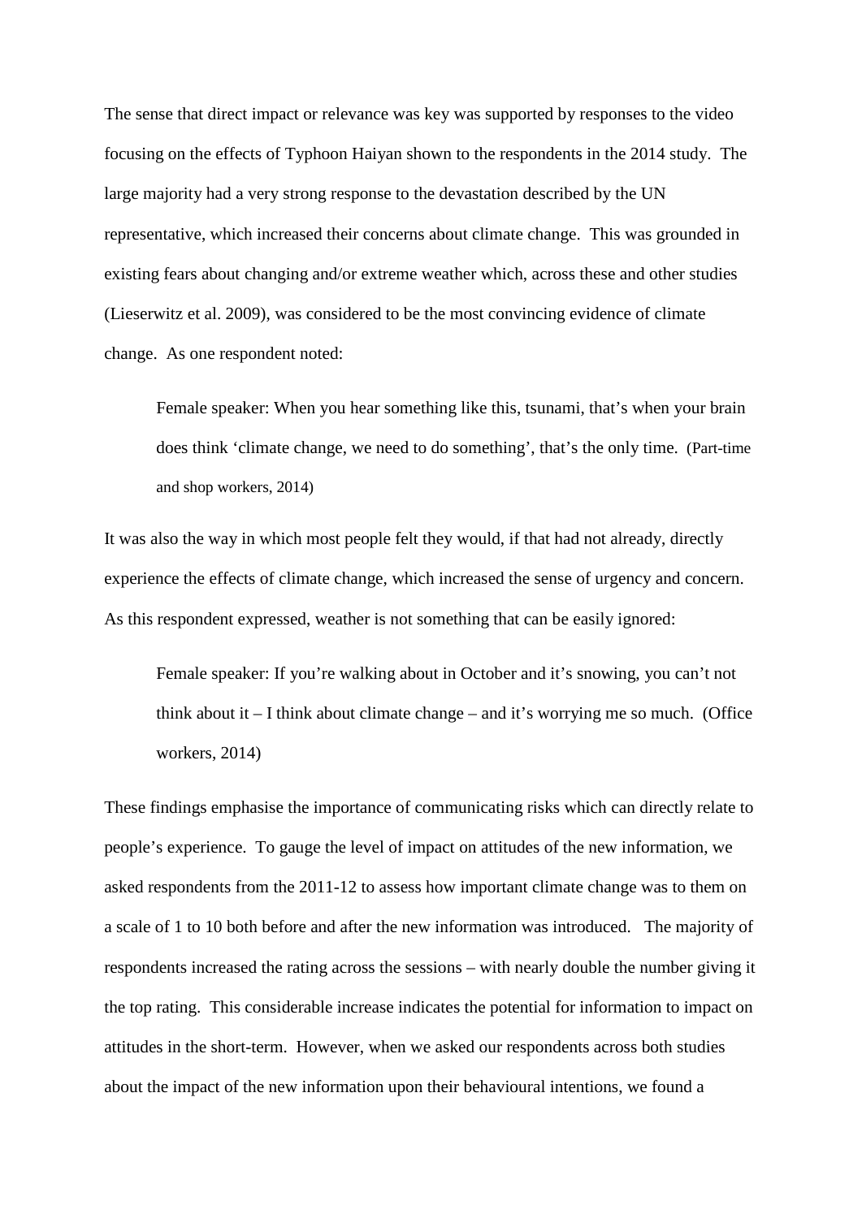The sense that direct impact or relevance was key was supported by responses to the video focusing on the effects of Typhoon Haiyan shown to the respondents in the 2014 study. The large majority had a very strong response to the devastation described by the UN representative, which increased their concerns about climate change. This was grounded in existing fears about changing and/or extreme weather which, across these and other studies (Lieserwitz et al. 2009), was considered to be the most convincing evidence of climate change. As one respondent noted:

> Female speaker: When you hear something like this, tsunami, that's when your brain does think 'climate change, we need to do something', that's the only time. (Part-time and shop workers, 2014)

It was also the way in which most people felt they would, if that had not already, directly experience the effects of climate change, which increased the sense of urgency and concern. As this respondent expressed, weather is not something that can be easily ignored:

> Female speaker: If you're walking about in October and it's snowing, you can't not think about it – I think about climate change – and it's worrying me so much. (Office workers, 2014)

These findings emphasise the importance of communicating risks which can directly relate to people's experience. To gauge the level of impact on attitudes of the new information, we asked respondents from the 2011-12 to assess how important climate change was to them on a scale of 1 to 10 both before and after the new information was introduced. The majority of respondents increased the rating across the sessions – with nearly double the number giving it the top rating. This considerable increase indicates the potential for information to impact on attitudes in the short-term. However, when we asked our respondents across both studies about the impact of the new information upon their behavioural intentions, we found a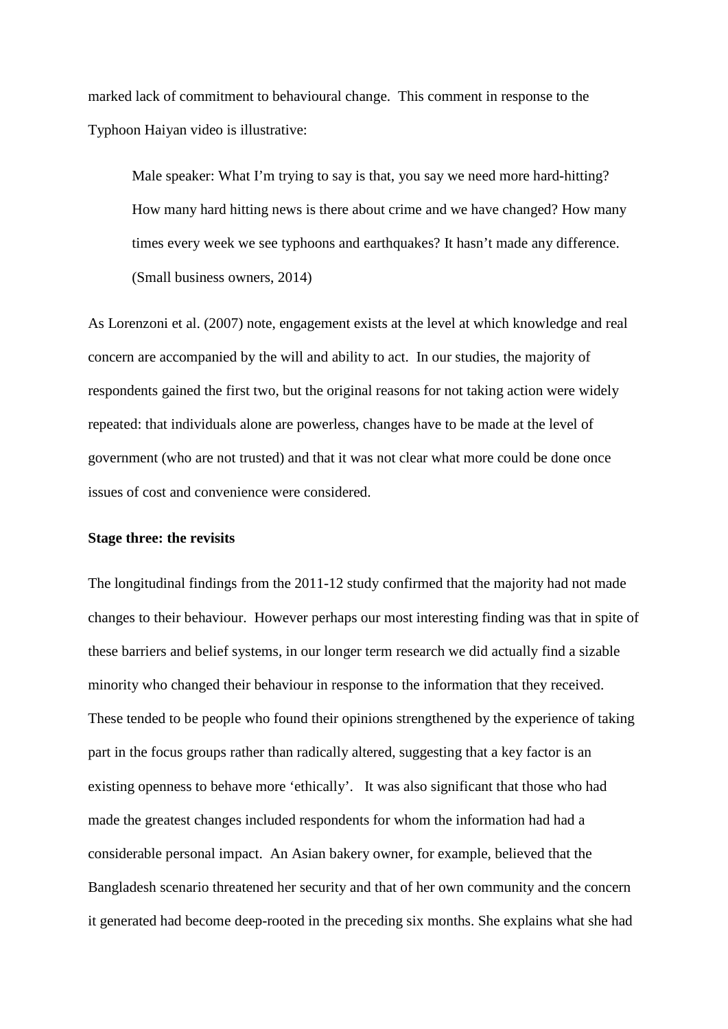marked lack of commitment to behavioural change. This comment in response to the Typhoon Haiyan video is illustrative:

> Male speaker: What I'm trying to say is that, you say we need more hard-hitting? How many hard hitting news is there about crime and we have changed? How many times every week we see typhoons and earthquakes? It hasn't made any difference. (Small business owners, 2014)

As Lorenzoni et al. (2007) note, engagement exists at the level at which knowledge and real concern are accompanied by the will and ability to act. In our studies, the majority of respondents gained the first two, but the original reasons for not taking action were widely repeated: that individuals alone are powerless, changes have to be made at the level of government (who are not trusted) and that it was not clear what more could be done once issues of cost and convenience were considered.

**Stage three: the revisits**

The longitudinal findings from the 2011-12 study confirmed that the majority had not made changes to their behaviour. However perhaps our most interesting finding was that in spite of these barriers and belief systems, in our longer term research we did actually find a sizable minority who changed their behaviour in response to the information that they received. These tended to be people who found their opinions strengthened by the experience of taking part in the focus groups rather than radically altered, suggesting that a key factor is an existing openness to behave more 'ethically'. It was also significant that those who had made the greatest changes included respondents for whom the information had had a considerable personal impact. An Asian bakery owner, for example, believed that the Bangladesh scenario threatened her security and that of her own community and the concern it generated had become deep-rooted in the preceding six months. She explains what she had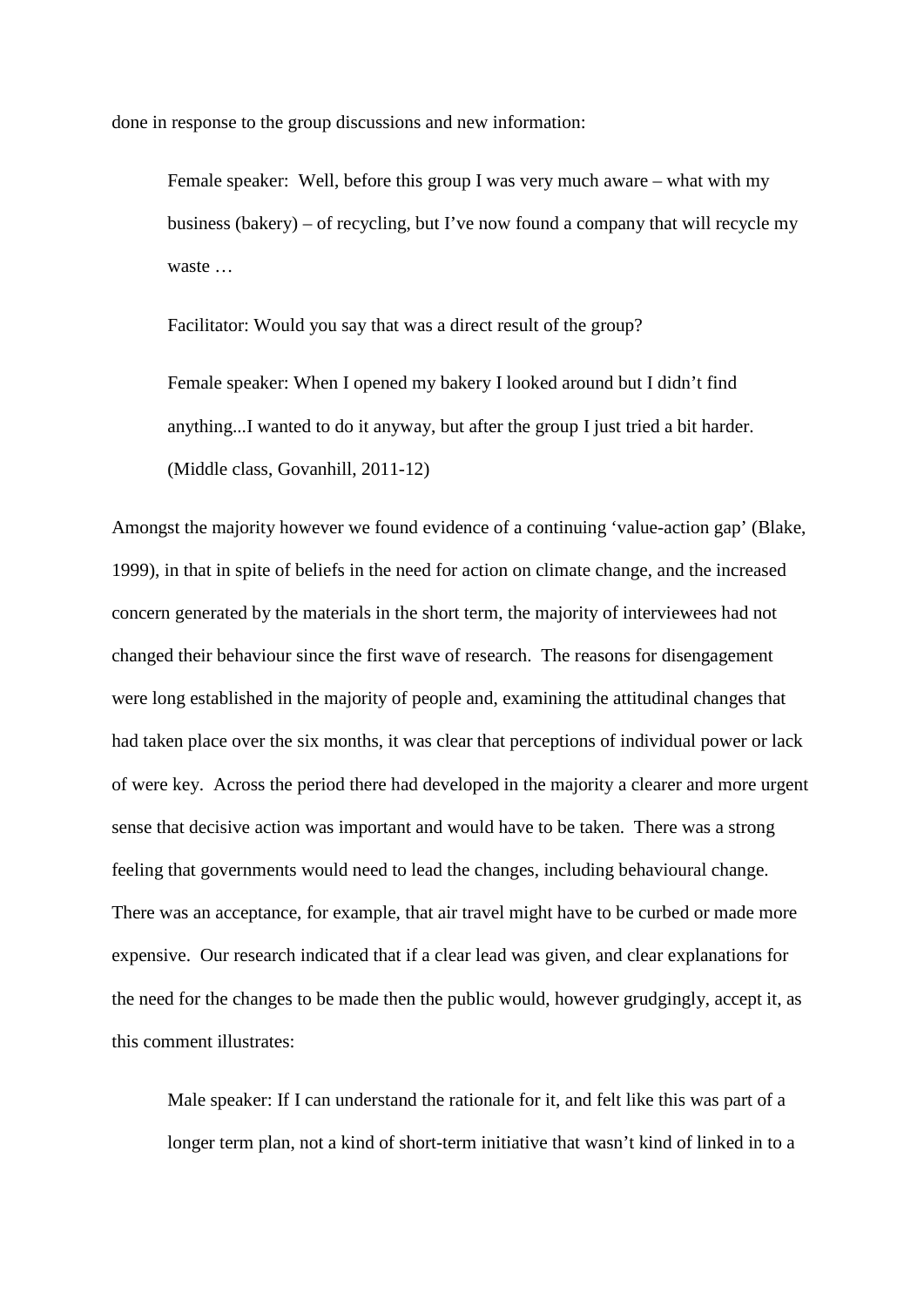done in response to the group discussions and new information:

> Female speaker: Well, before this group I was very much aware – what with my business (bakery) – of recycling, but I've now found a company that will recycle my waste …
>
> Facilitator: Would you say that was a direct result of the group?
>
> Female speaker: When I opened my bakery I looked around but I didn't find anything...I wanted to do it anyway, but after the group I just tried a bit harder. (Middle class, Govanhill, 2011-12)

Amongst the majority however we found evidence of a continuing 'value-action gap' (Blake, 1999), in that in spite of beliefs in the need for action on climate change, and the increased concern generated by the materials in the short term, the majority of interviewees had not changed their behaviour since the first wave of research. The reasons for disengagement were long established in the majority of people and, examining the attitudinal changes that had taken place over the six months, it was clear that perceptions of individual power or lack of were key. Across the period there had developed in the majority a clearer and more urgent sense that decisive action was important and would have to be taken. There was a strong feeling that governments would need to lead the changes, including behavioural change. There was an acceptance, for example, that air travel might have to be curbed or made more expensive. Our research indicated that if a clear lead was given, and clear explanations for the need for the changes to be made then the public would, however grudgingly, accept it, as this comment illustrates:

> Male speaker: If I can understand the rationale for it, and felt like this was part of a longer term plan, not a kind of short-term initiative that wasn't kind of linked in to a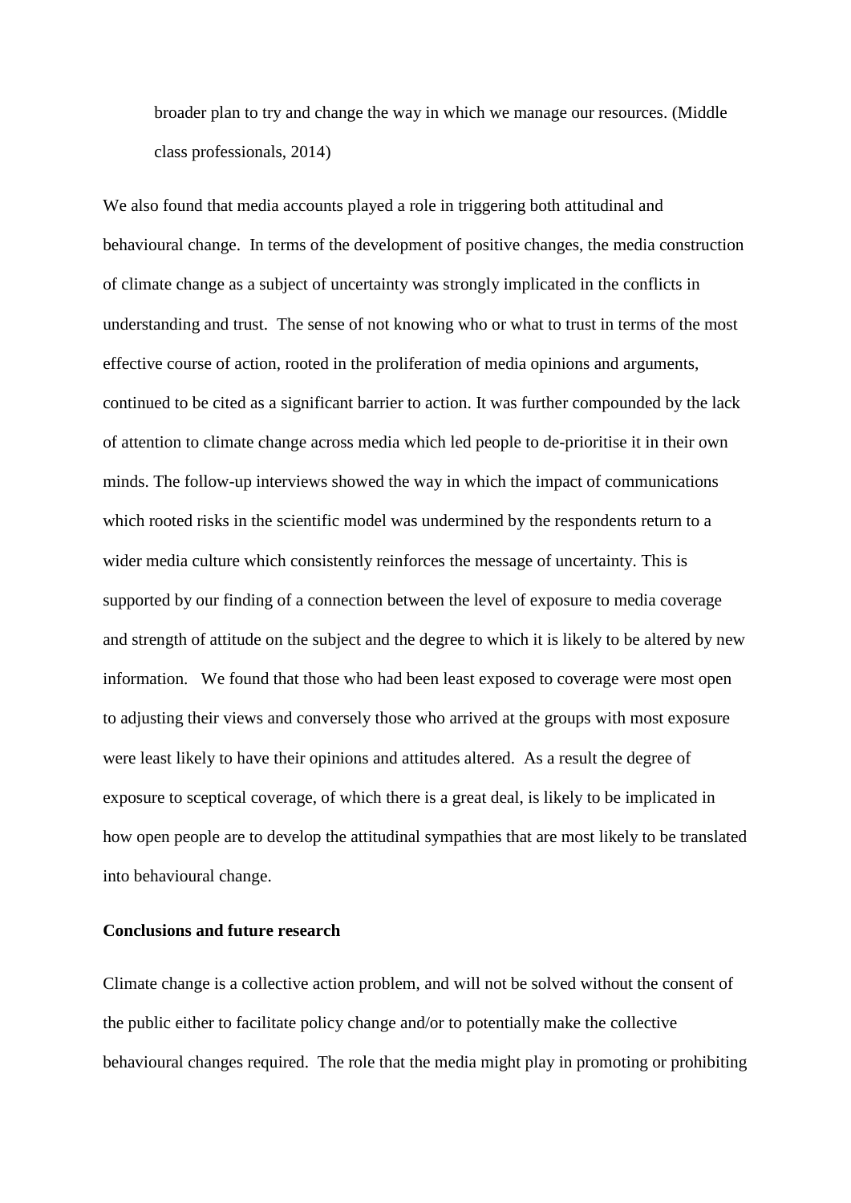> broader plan to try and change the way in which we manage our resources. (Middle class professionals, 2014)

We also found that media accounts played a role in triggering both attitudinal and behavioural change. In terms of the development of positive changes, the media construction of climate change as a subject of uncertainty was strongly implicated in the conflicts in understanding and trust. The sense of not knowing who or what to trust in terms of the most effective course of action, rooted in the proliferation of media opinions and arguments, continued to be cited as a significant barrier to action. It was further compounded by the lack of attention to climate change across media which led people to de-prioritise it in their own minds. The follow-up interviews showed the way in which the impact of communications which rooted risks in the scientific model was undermined by the respondents return to a wider media culture which consistently reinforces the message of uncertainty. This is supported by our finding of a connection between the level of exposure to media coverage and strength of attitude on the subject and the degree to which it is likely to be altered by new information. We found that those who had been least exposed to coverage were most open to adjusting their views and conversely those who arrived at the groups with most exposure were least likely to have their opinions and attitudes altered. As a result the degree of exposure to sceptical coverage, of which there is a great deal, is likely to be implicated in how open people are to develop the attitudinal sympathies that are most likely to be translated into behavioural change.

**Conclusions and future research**

Climate change is a collective action problem, and will not be solved without the consent of the public either to facilitate policy change and/or to potentially make the collective behavioural changes required. The role that the media might play in promoting or prohibiting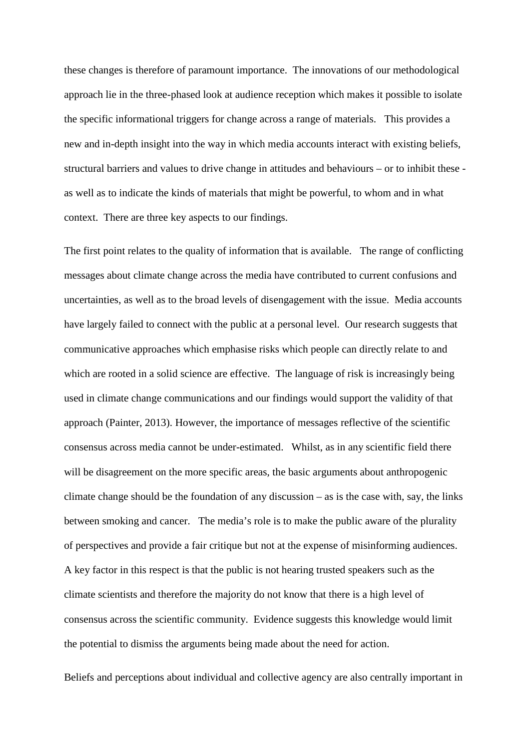these changes is therefore of paramount importance. The innovations of our methodological approach lie in the three-phased look at audience reception which makes it possible to isolate the specific informational triggers for change across a range of materials. This provides a new and in-depth insight into the way in which media accounts interact with existing beliefs, structural barriers and values to drive change in attitudes and behaviours – or to inhibit these - as well as to indicate the kinds of materials that might be powerful, to whom and in what context. There are three key aspects to our findings.

The first point relates to the quality of information that is available. The range of conflicting messages about climate change across the media have contributed to current confusions and uncertainties, as well as to the broad levels of disengagement with the issue. Media accounts have largely failed to connect with the public at a personal level. Our research suggests that communicative approaches which emphasise risks which people can directly relate to and which are rooted in a solid science are effective. The language of risk is increasingly being used in climate change communications and our findings would support the validity of that approach (Painter, 2013). However, the importance of messages reflective of the scientific consensus across media cannot be under-estimated. Whilst, as in any scientific field there will be disagreement on the more specific areas, the basic arguments about anthropogenic climate change should be the foundation of any discussion – as is the case with, say, the links between smoking and cancer. The media's role is to make the public aware of the plurality of perspectives and provide a fair critique but not at the expense of misinforming audiences. A key factor in this respect is that the public is not hearing trusted speakers such as the climate scientists and therefore the majority do not know that there is a high level of consensus across the scientific community. Evidence suggests this knowledge would limit the potential to dismiss the arguments being made about the need for action.

Beliefs and perceptions about individual and collective agency are also centrally important in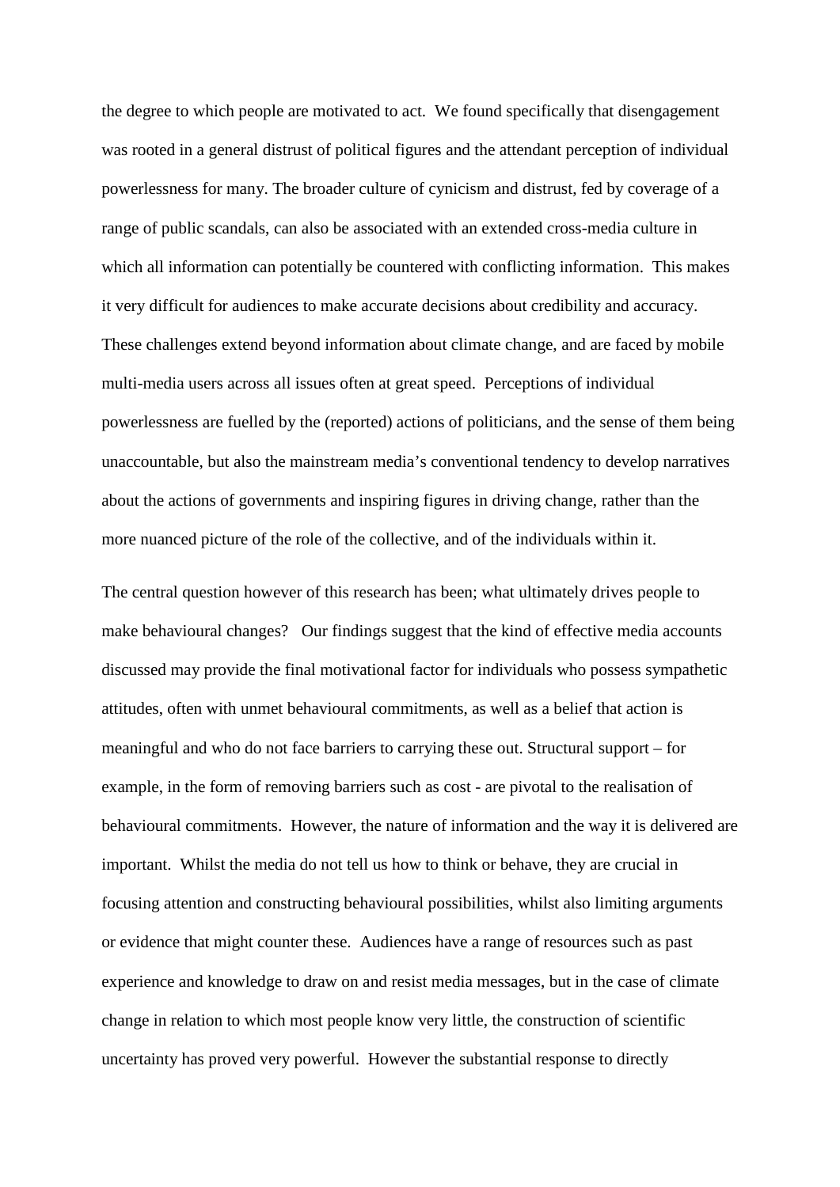the degree to which people are motivated to act. We found specifically that disengagement was rooted in a general distrust of political figures and the attendant perception of individual powerlessness for many. The broader culture of cynicism and distrust, fed by coverage of a range of public scandals, can also be associated with an extended cross-media culture in which all information can potentially be countered with conflicting information. This makes it very difficult for audiences to make accurate decisions about credibility and accuracy. These challenges extend beyond information about climate change, and are faced by mobile multi-media users across all issues often at great speed. Perceptions of individual powerlessness are fuelled by the (reported) actions of politicians, and the sense of them being unaccountable, but also the mainstream media's conventional tendency to develop narratives about the actions of governments and inspiring figures in driving change, rather than the more nuanced picture of the role of the collective, and of the individuals within it.

The central question however of this research has been; what ultimately drives people to make behavioural changes? Our findings suggest that the kind of effective media accounts discussed may provide the final motivational factor for individuals who possess sympathetic attitudes, often with unmet behavioural commitments, as well as a belief that action is meaningful and who do not face barriers to carrying these out. Structural support – for example, in the form of removing barriers such as cost - are pivotal to the realisation of behavioural commitments. However, the nature of information and the way it is delivered are important. Whilst the media do not tell us how to think or behave, they are crucial in focusing attention and constructing behavioural possibilities, whilst also limiting arguments or evidence that might counter these. Audiences have a range of resources such as past experience and knowledge to draw on and resist media messages, but in the case of climate change in relation to which most people know very little, the construction of scientific uncertainty has proved very powerful. However the substantial response to directly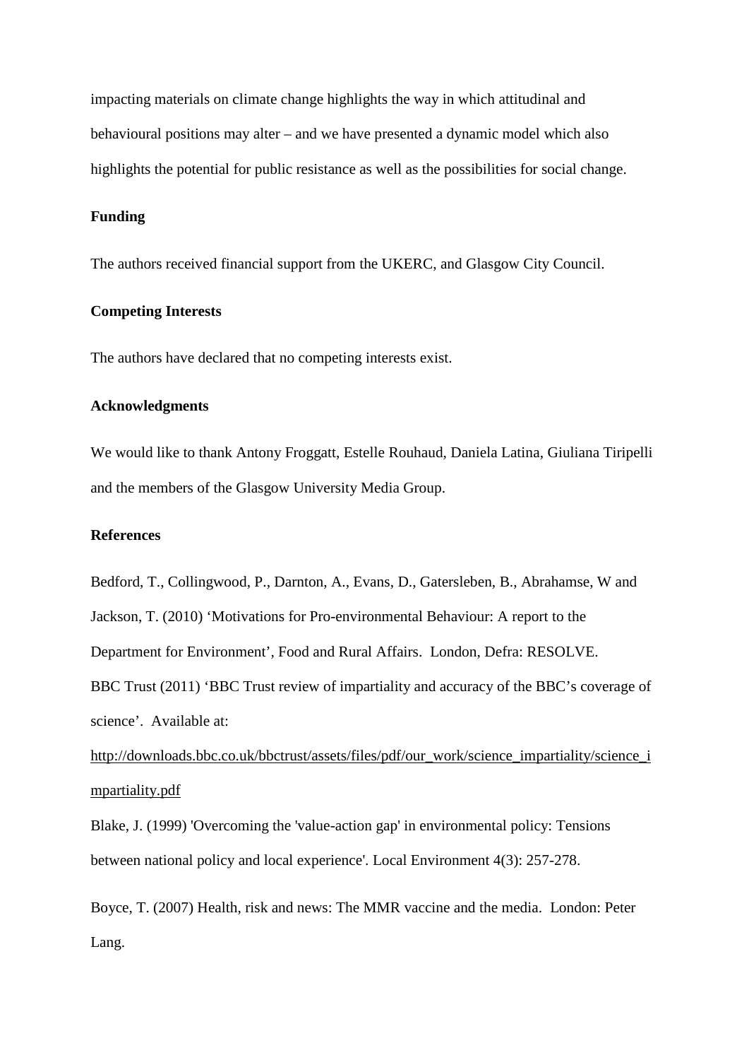impacting materials on climate change highlights the way in which attitudinal and behavioural positions may alter – and we have presented a dynamic model which also highlights the potential for public resistance as well as the possibilities for social change.

**Funding**

The authors received financial support from the UKERC, and Glasgow City Council.

**Competing Interests**

The authors have declared that no competing interests exist.

**Acknowledgments**

We would like to thank Antony Froggatt, Estelle Rouhaud, Daniela Latina, Giuliana Tiripelli and the members of the Glasgow University Media Group.

**References**

Bedford, T., Collingwood, P., Darnton, A., Evans, D., Gatersleben, B., Abrahamse, W and Jackson, T. (2010) 'Motivations for Pro-environmental Behaviour: A report to the Department for Environment', Food and Rural Affairs. London, Defra: RESOLVE.

BBC Trust (2011) 'BBC Trust review of impartiality and accuracy of the BBC's coverage of science'. Available at: http://downloads.bbc.co.uk/bbctrust/assets/files/pdf/our_work/science_impartiality/science_impartiality.pdf

Blake, J. (1999) 'Overcoming the 'value-action gap' in environmental policy: Tensions between national policy and local experience'. Local Environment 4(3): 257-278.

Boyce, T. (2007) Health, risk and news: The MMR vaccine and the media. London: Peter Lang.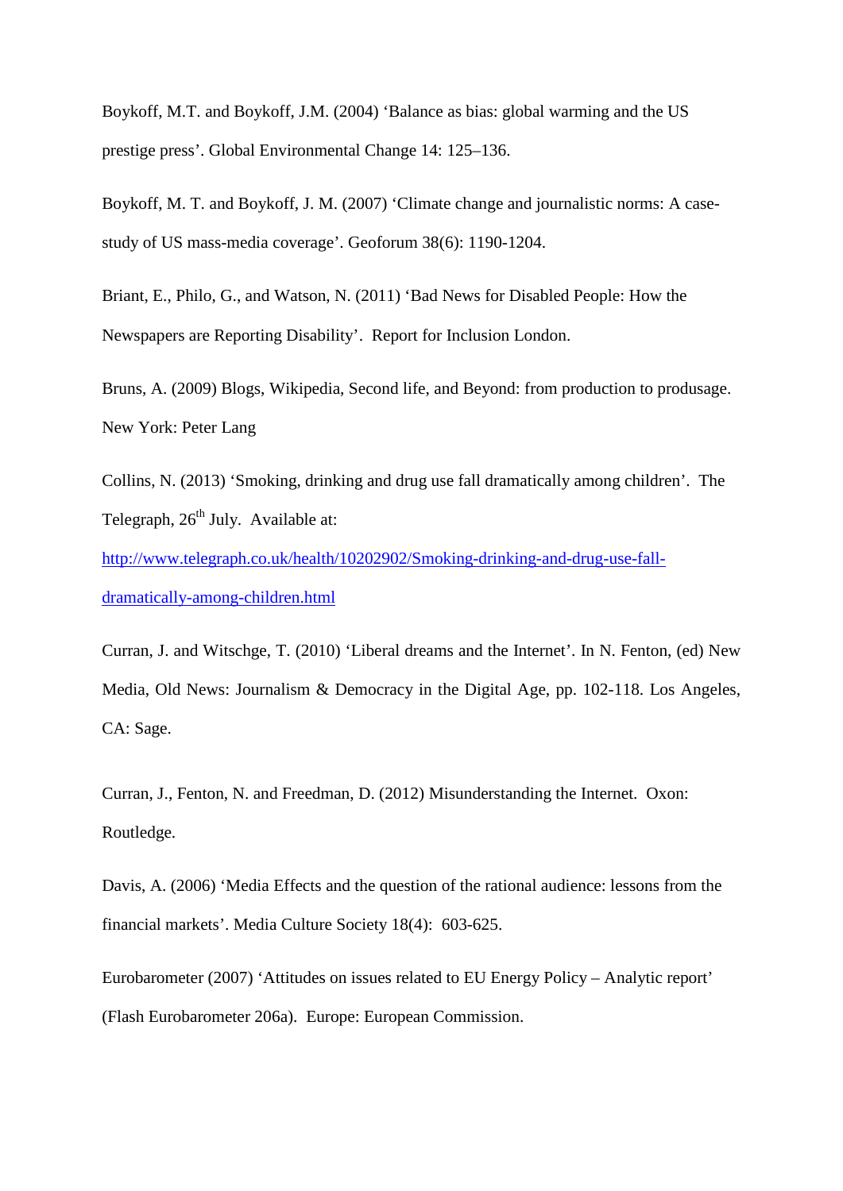Boykoff, M.T. and Boykoff, J.M. (2004) 'Balance as bias: global warming and the US prestige press'. Global Environmental Change 14: 125–136.

Boykoff, M. T. and Boykoff, J. M. (2007) 'Climate change and journalistic norms: A case-study of US mass-media coverage'. Geoforum 38(6): 1190-1204.

Briant, E., Philo, G., and Watson, N. (2011) 'Bad News for Disabled People: How the Newspapers are Reporting Disability'. Report for Inclusion London.

Bruns, A. (2009) Blogs, Wikipedia, Second life, and Beyond: from production to produsage. New York: Peter Lang

Collins, N. (2013) 'Smoking, drinking and drug use fall dramatically among children'. The Telegraph, 26th July. Available at: [http://www.telegraph.co.uk/health/10202902/Smoking-drinking-and-drug-use-fall-dramatically-among-children.html](http://www.telegraph.co.uk/health/10202902/Smoking-drinking-and-drug-use-fall-dramatically-among-children.html)

Curran, J. and Witschge, T. (2010) 'Liberal dreams and the Internet'. In N. Fenton, (ed) New Media, Old News: Journalism & Democracy in the Digital Age, pp. 102-118. Los Angeles, CA: Sage.

Curran, J., Fenton, N. and Freedman, D. (2012) Misunderstanding the Internet. Oxon: Routledge.

Davis, A. (2006) 'Media Effects and the question of the rational audience: lessons from the financial markets'. Media Culture Society 18(4): 603-625.

Eurobarometer (2007) 'Attitudes on issues related to EU Energy Policy – Analytic report' (Flash Eurobarometer 206a). Europe: European Commission.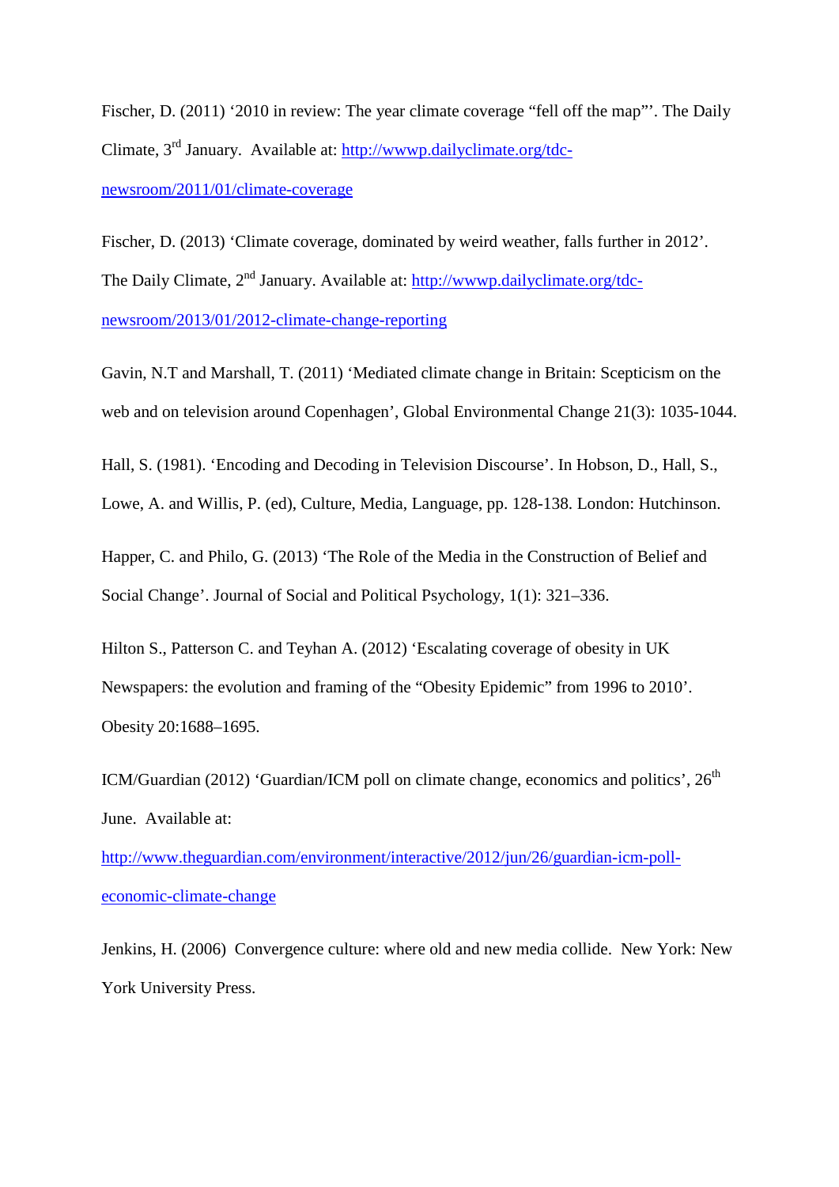Fischer, D. (2011) '2010 in review: The year climate coverage "fell off the map"'. The Daily Climate, 3rd January. Available at: http://wwwp.dailyclimate.org/tdc-newsroom/2011/01/climate-coverage

Fischer, D. (2013) 'Climate coverage, dominated by weird weather, falls further in 2012'. The Daily Climate, 2nd January. Available at: http://wwwp.dailyclimate.org/tdc-newsroom/2013/01/2012-climate-change-reporting

Gavin, N.T and Marshall, T. (2011) 'Mediated climate change in Britain: Scepticism on the web and on television around Copenhagen', Global Environmental Change 21(3): 1035-1044.

Hall, S. (1981). 'Encoding and Decoding in Television Discourse'. In Hobson, D., Hall, S., Lowe, A. and Willis, P. (ed), Culture, Media, Language, pp. 128-138. London: Hutchinson.

Happer, C. and Philo, G. (2013) 'The Role of the Media in the Construction of Belief and Social Change'. Journal of Social and Political Psychology, 1(1): 321–336.

Hilton S., Patterson C. and Teyhan A. (2012) 'Escalating coverage of obesity in UK Newspapers: the evolution and framing of the "Obesity Epidemic" from 1996 to 2010'. Obesity 20:1688–1695.

ICM/Guardian (2012) 'Guardian/ICM poll on climate change, economics and politics', 26th June. Available at: http://www.theguardian.com/environment/interactive/2012/jun/26/guardian-icm-poll-economic-climate-change

Jenkins, H. (2006) Convergence culture: where old and new media collide. New York: New York University Press.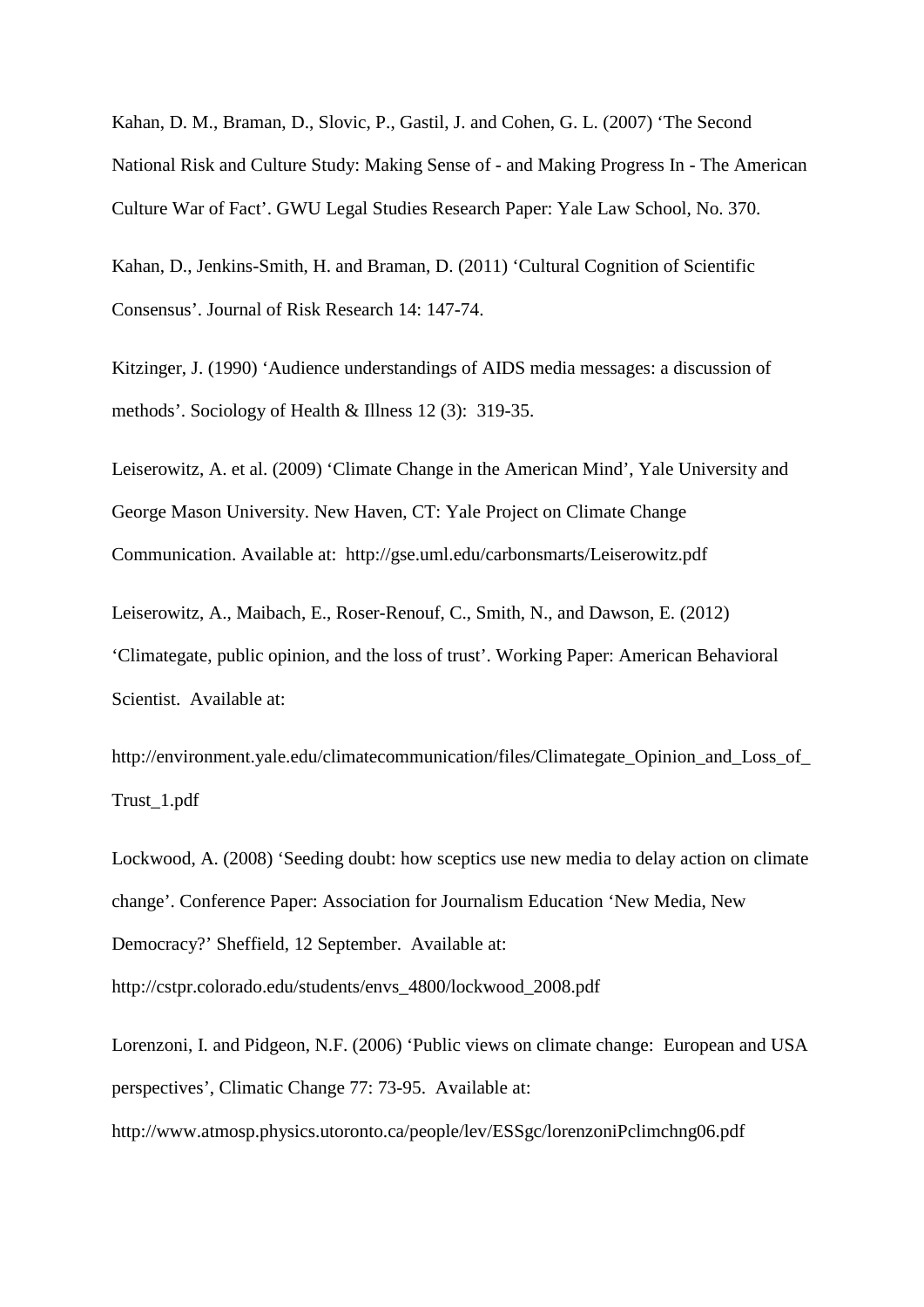Kahan, D. M., Braman, D., Slovic, P., Gastil, J. and Cohen, G. L. (2007) 'The Second National Risk and Culture Study: Making Sense of - and Making Progress In - The American Culture War of Fact'. GWU Legal Studies Research Paper: Yale Law School, No. 370.

Kahan, D., Jenkins-Smith, H. and Braman, D. (2011) 'Cultural Cognition of Scientific Consensus'. Journal of Risk Research 14: 147-74.

Kitzinger, J. (1990) 'Audience understandings of AIDS media messages: a discussion of methods'. Sociology of Health & Illness 12 (3): 319-35.

Leiserowitz, A. et al. (2009) 'Climate Change in the American Mind', Yale University and George Mason University. New Haven, CT: Yale Project on Climate Change Communication. Available at: http://gse.uml.edu/carbonsmarts/Leiserowitz.pdf

Leiserowitz, A., Maibach, E., Roser-Renouf, C., Smith, N., and Dawson, E. (2012) 'Climategate, public opinion, and the loss of trust'. Working Paper: American Behavioral Scientist. Available at:

http://environment.yale.edu/climatecommunication/files/Climategate_Opinion_and_Loss_of_Trust_1.pdf

Lockwood, A. (2008) 'Seeding doubt: how sceptics use new media to delay action on climate change'. Conference Paper: Association for Journalism Education 'New Media, New Democracy?' Sheffield, 12 September. Available at: http://cstpr.colorado.edu/students/envs_4800/lockwood_2008.pdf

Lorenzoni, I. and Pidgeon, N.F. (2006) 'Public views on climate change: European and USA perspectives', Climatic Change 77: 73-95. Available at: http://www.atmosp.physics.utoronto.ca/people/lev/ESSgc/lorenzoniPclimchng06.pdf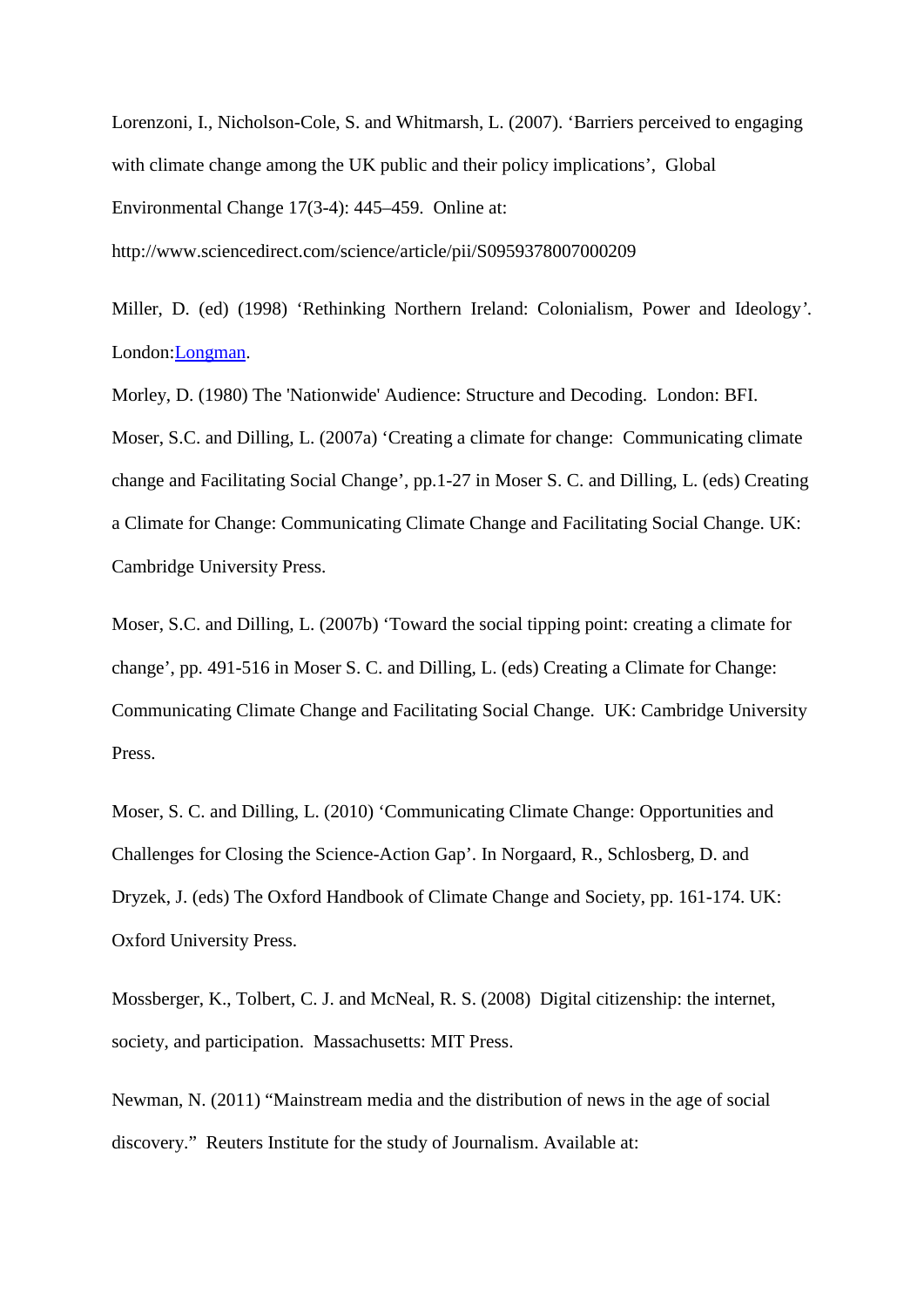Lorenzoni, I., Nicholson-Cole, S. and Whitmarsh, L. (2007). 'Barriers perceived to engaging with climate change among the UK public and their policy implications', Global Environmental Change 17(3-4): 445–459. Online at: http://www.sciencedirect.com/science/article/pii/S0959378007000209

Miller, D. (ed) (1998) 'Rethinking Northern Ireland: Colonialism, Power and Ideology'. London:Longman.

Morley, D. (1980) The 'Nationwide' Audience: Structure and Decoding. London: BFI.

Moser, S.C. and Dilling, L. (2007a) 'Creating a climate for change: Communicating climate change and Facilitating Social Change', pp.1-27 in Moser S. C. and Dilling, L. (eds) Creating a Climate for Change: Communicating Climate Change and Facilitating Social Change. UK: Cambridge University Press.

Moser, S.C. and Dilling, L. (2007b) 'Toward the social tipping point: creating a climate for change', pp. 491-516 in Moser S. C. and Dilling, L. (eds) Creating a Climate for Change: Communicating Climate Change and Facilitating Social Change. UK: Cambridge University Press.

Moser, S. C. and Dilling, L. (2010) 'Communicating Climate Change: Opportunities and Challenges for Closing the Science-Action Gap'. In Norgaard, R., Schlosberg, D. and Dryzek, J. (eds) The Oxford Handbook of Climate Change and Society, pp. 161-174. UK: Oxford University Press.

Mossberger, K., Tolbert, C. J. and McNeal, R. S. (2008) Digital citizenship: the internet, society, and participation. Massachusetts: MIT Press.

Newman, N. (2011) "Mainstream media and the distribution of news in the age of social discovery." Reuters Institute for the study of Journalism. Available at: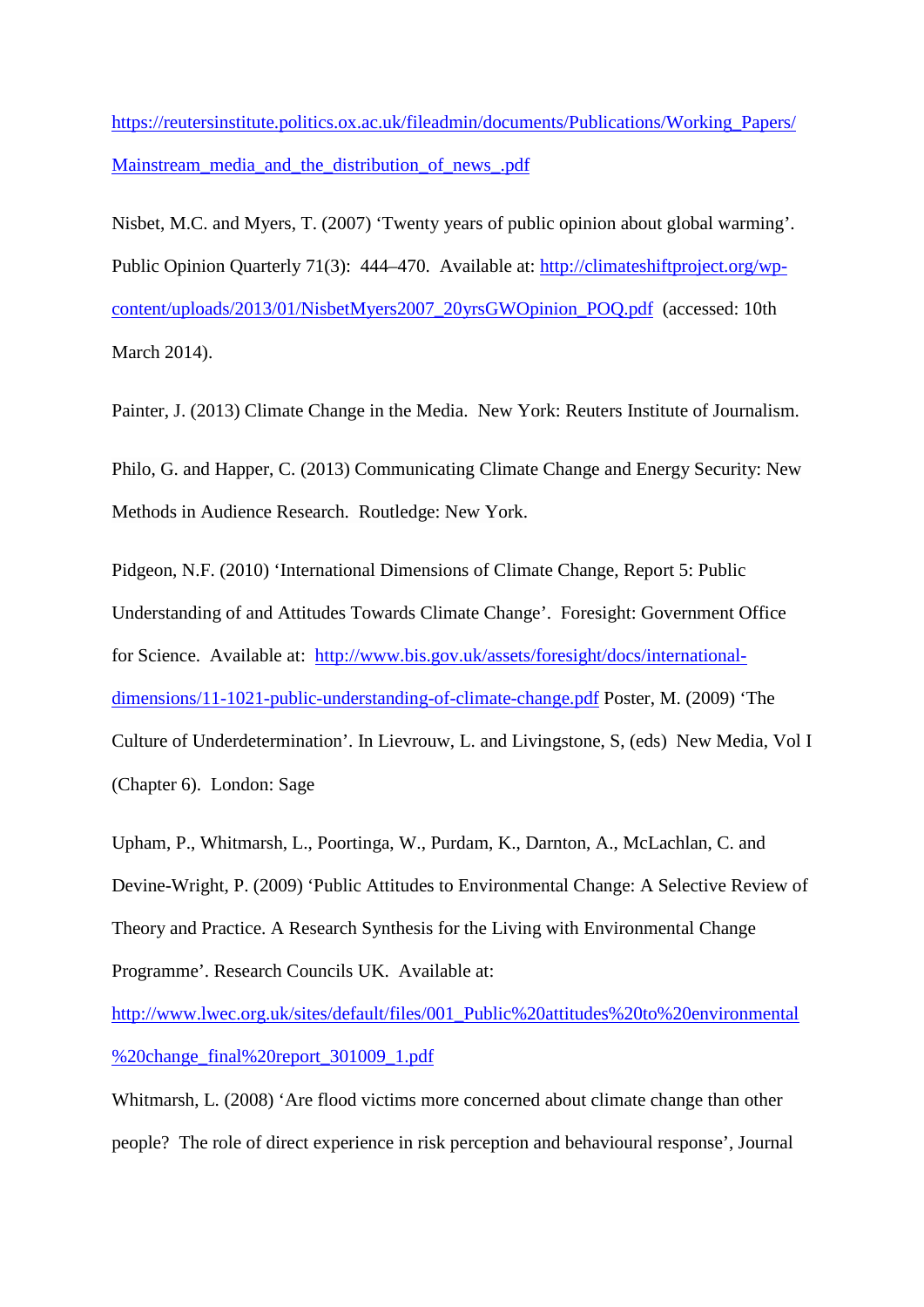https://reutersinstitute.politics.ox.ac.uk/fileadmin/documents/Publications/Working_Papers/Mainstream_media_and_the_distribution_of_news_.pdf

Nisbet, M.C. and Myers, T. (2007) 'Twenty years of public opinion about global warming'. Public Opinion Quarterly 71(3): 444–470. Available at: http://climateshiftproject.org/wp-content/uploads/2013/01/NisbetMyers2007_20yrsGWOpinion_POQ.pdf (accessed: 10th March 2014).

Painter, J. (2013) Climate Change in the Media. New York: Reuters Institute of Journalism.

Philo, G. and Happer, C. (2013) Communicating Climate Change and Energy Security: New Methods in Audience Research. Routledge: New York.

Pidgeon, N.F. (2010) 'International Dimensions of Climate Change, Report 5: Public Understanding of and Attitudes Towards Climate Change'. Foresight: Government Office for Science. Available at: http://www.bis.gov.uk/assets/foresight/docs/international-dimensions/11-1021-public-understanding-of-climate-change.pdf Poster, M. (2009) 'The Culture of Underdetermination'. In Lievrouw, L. and Livingstone, S, (eds) New Media, Vol I (Chapter 6). London: Sage

Upham, P., Whitmarsh, L., Poortinga, W., Purdam, K., Darnton, A., McLachlan, C. and Devine-Wright, P. (2009) 'Public Attitudes to Environmental Change: A Selective Review of Theory and Practice. A Research Synthesis for the Living with Environmental Change Programme'. Research Councils UK. Available at: http://www.lwec.org.uk/sites/default/files/001_Public%20attitudes%20to%20environmental%20change_final%20report_301009_1.pdf

Whitmarsh, L. (2008) 'Are flood victims more concerned about climate change than other people? The role of direct experience in risk perception and behavioural response', Journal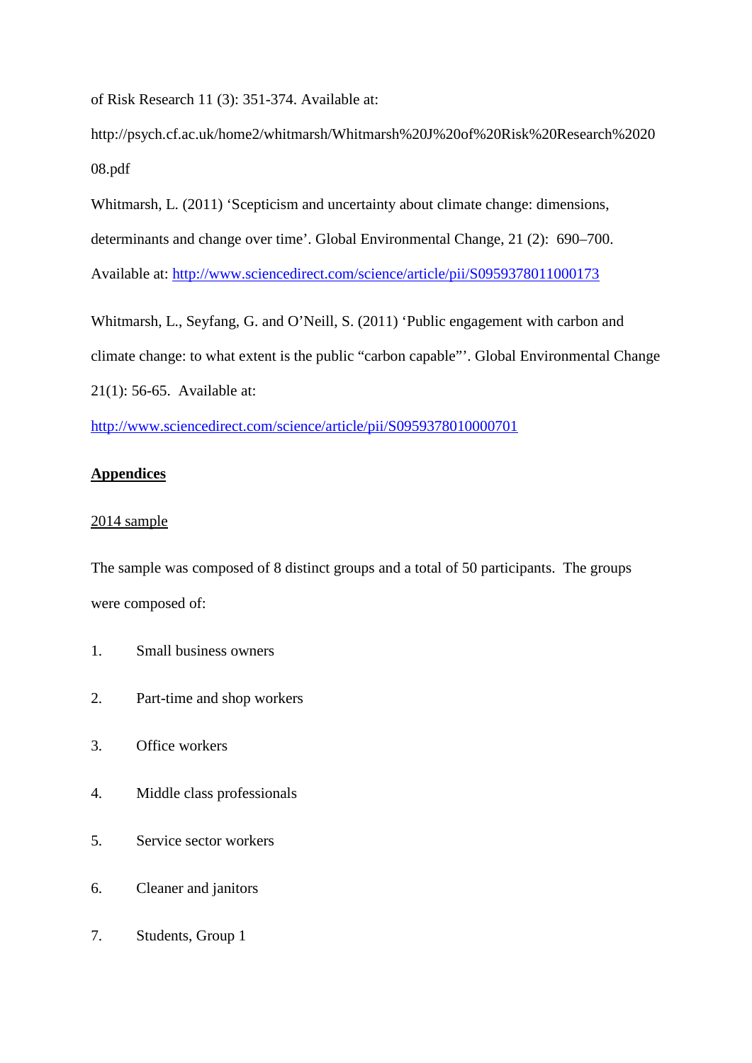of Risk Research 11 (3): 351-374. Available at: http://psych.cf.ac.uk/home2/whitmarsh/Whitmarsh%20J%20of%20Risk%20Research%202008.pdf

Whitmarsh, L. (2011) 'Scepticism and uncertainty about climate change: dimensions, determinants and change over time'. Global Environmental Change, 21 (2): 690–700. Available at: http://www.sciencedirect.com/science/article/pii/S0959378011000173

Whitmarsh, L., Seyfang, G. and O'Neill, S. (2011) 'Public engagement with carbon and climate change: to what extent is the public "carbon capable"'. Global Environmental Change 21(1): 56-65. Available at: http://www.sciencedirect.com/science/article/pii/S0959378010000701

## Appendices

### 2014 sample

The sample was composed of 8 distinct groups and a total of 50 participants. The groups were composed of:

1. Small business owners
2. Part-time and shop workers
3. Office workers
4. Middle class professionals
5. Service sector workers
6. Cleaner and janitors
7. Students, Group 1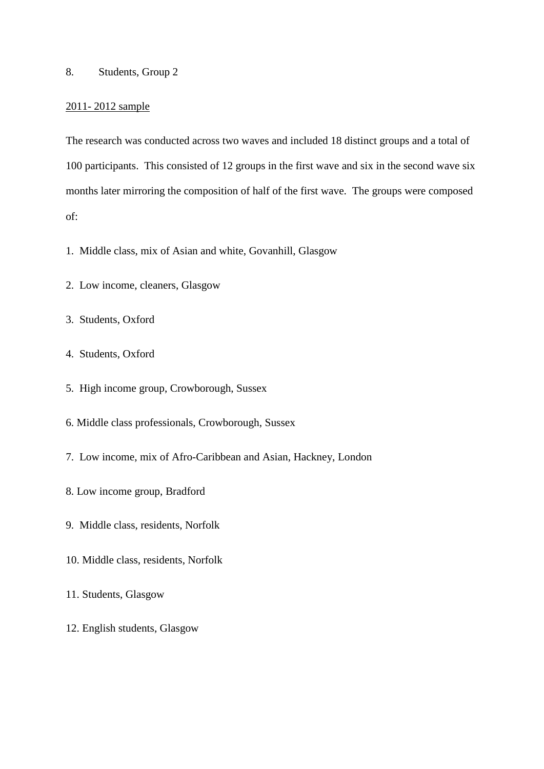8. Students, Group 2

<u>2011- 2012 sample</u>

The research was conducted across two waves and included 18 distinct groups and a total of 100 participants. This consisted of 12 groups in the first wave and six in the second wave six months later mirroring the composition of half of the first wave. The groups were composed of:

1. Middle class, mix of Asian and white, Govanhill, Glasgow

2. Low income, cleaners, Glasgow

3. Students, Oxford

4. Students, Oxford

5. High income group, Crowborough, Sussex

6. Middle class professionals, Crowborough, Sussex

7. Low income, mix of Afro-Caribbean and Asian, Hackney, London

8. Low income group, Bradford

9. Middle class, residents, Norfolk

10. Middle class, residents, Norfolk

11. Students, Glasgow

12. English students, Glasgow